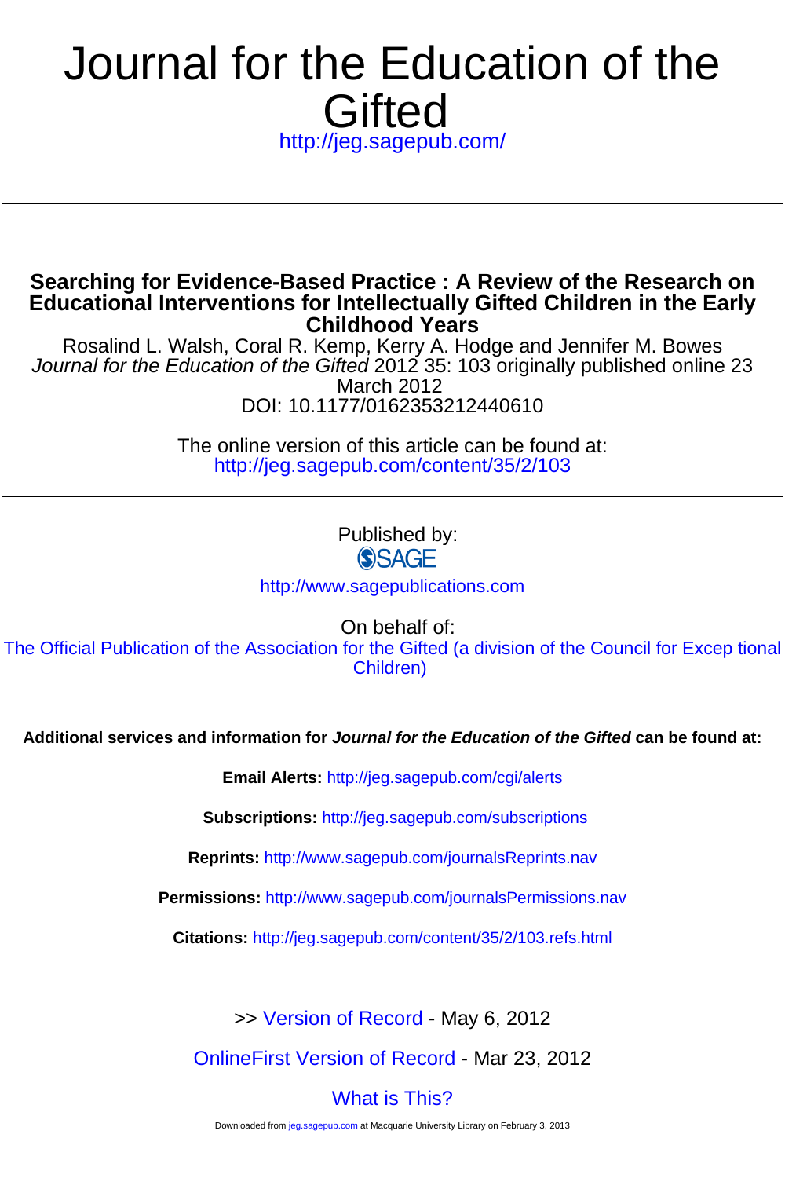# Journal for the Education of the Gifted

http://jeg.sagepub.com/

## Searching for Evidence-Based Practice : A Review of the Research on Educational Interventions for Intellectually Gifted Children in the Early Childhood Years

Rosalind L. Walsh, Coral R. Kemp, Kerry A. Hodge and Jennifer M. Bowes

*Journal for the Education of the Gifted* 2012 35: 103 originally published online 23 March 2012

DOI: 10.1177/0162353212440610

The online version of this article can be found at:
http://jeg.sagepub.com/content/35/2/103

Published by:

SAGE

http://www.sagepublications.com

On behalf of:

The Official Publication of the Association for the Gifted (a division of the Council for Excep tional Children)

**Additional services and information for *Journal for the Education of the Gifted* can be found at:**

**Email Alerts:** http://jeg.sagepub.com/cgi/alerts

**Subscriptions:** http://jeg.sagepub.com/subscriptions

**Reprints:** http://www.sagepub.com/journalsReprints.nav

**Permissions:** http://www.sagepub.com/journalsPermissions.nav

**Citations:** http://jeg.sagepub.com/content/35/2/103.refs.html

>> Version of Record - May 6, 2012

OnlineFirst Version of Record - Mar 23, 2012

What is This?

Downloaded from jeg.sagepub.com at Macquarie University Library on February 3, 2013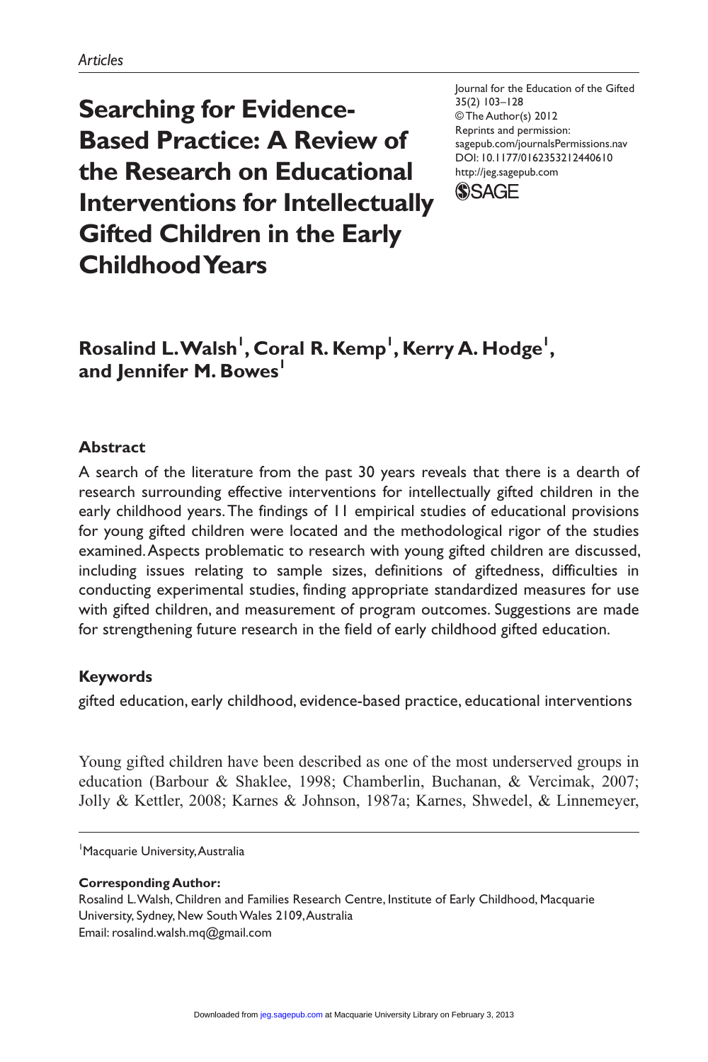*Articles*

# Searching for Evidence-Based Practice: A Review of the Research on Educational Interventions for Intellectually Gifted Children in the Early Childhood Years

**Rosalind L. Walsh[1], Coral R. Kemp[1], Kerry A. Hodge[1], and Jennifer M. Bowes[1]**

## Abstract

A search of the literature from the past 30 years reveals that there is a dearth of research surrounding effective interventions for intellectually gifted children in the early childhood years. The findings of 11 empirical studies of educational provisions for young gifted children were located and the methodological rigor of the studies examined. Aspects problematic to research with young gifted children are discussed, including issues relating to sample sizes, definitions of giftedness, difficulties in conducting experimental studies, finding appropriate standardized measures for use with gifted children, and measurement of program outcomes. Suggestions are made for strengthening future research in the field of early childhood gifted education.

## Keywords

gifted education, early childhood, evidence-based practice, educational interventions

Young gifted children have been described as one of the most underserved groups in education (Barbour & Shaklee, 1998; Chamberlin, Buchanan, & Vercimak, 2007; Jolly & Kettler, 2008; Karnes & Johnson, 1987a; Karnes, Shwedel, & Linnemeyer,

[1]Macquarie University, Australia

**Corresponding Author:**
Rosalind L. Walsh, Children and Families Research Centre, Institute of Early Childhood, Macquarie University, Sydney, New South Wales 2109, Australia
Email: rosalind.walsh.mq@gmail.com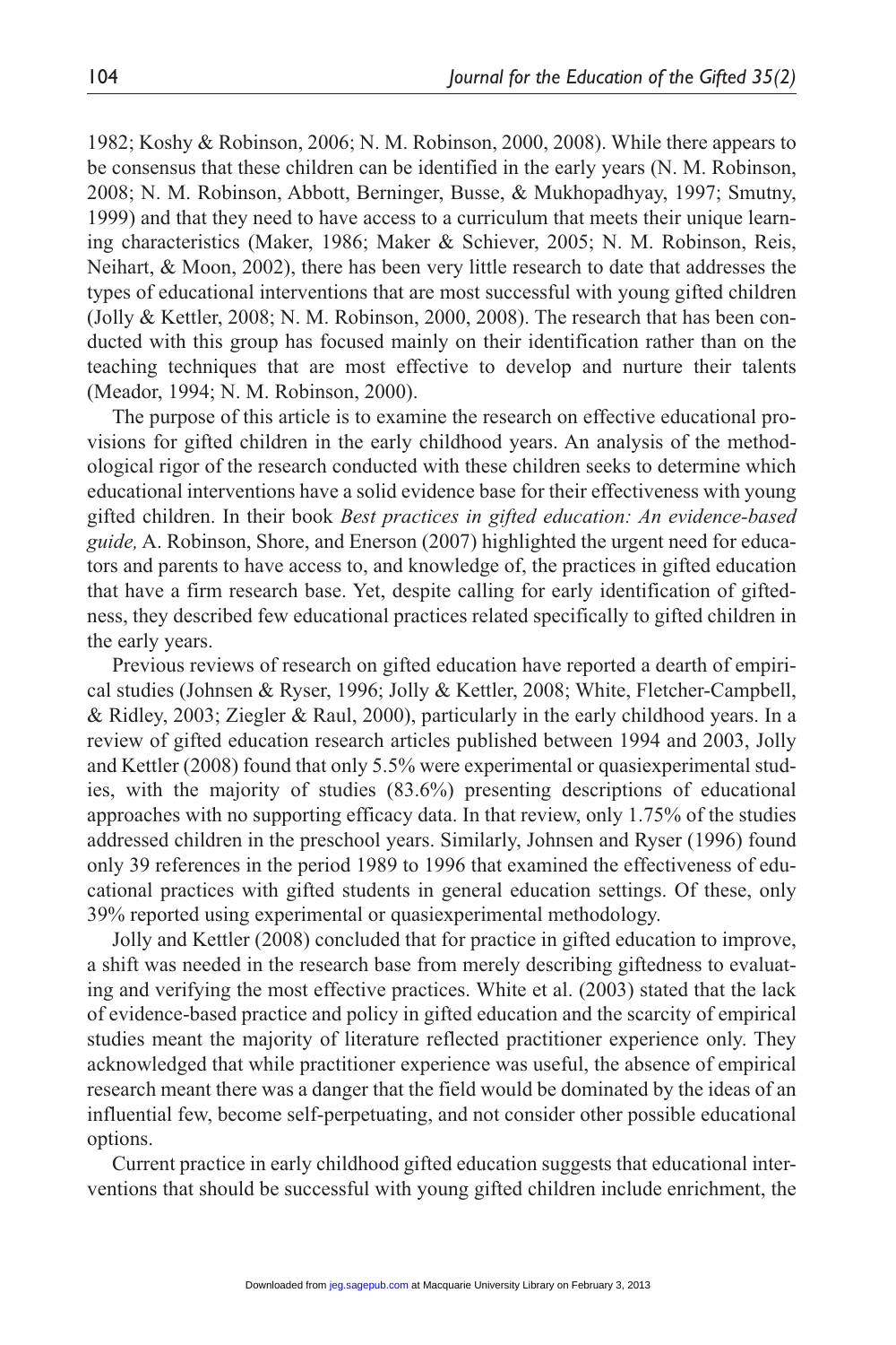1982; Koshy & Robinson, 2006; N. M. Robinson, 2000, 2008). While there appears to be consensus that these children can be identified in the early years (N. M. Robinson, 2008; N. M. Robinson, Abbott, Berninger, Busse, & Mukhopadhyay, 1997; Smutny, 1999) and that they need to have access to a curriculum that meets their unique learning characteristics (Maker, 1986; Maker & Schiever, 2005; N. M. Robinson, Reis, Neihart, & Moon, 2002), there has been very little research to date that addresses the types of educational interventions that are most successful with young gifted children (Jolly & Kettler, 2008; N. M. Robinson, 2000, 2008). The research that has been conducted with this group has focused mainly on their identification rather than on the teaching techniques that are most effective to develop and nurture their talents (Meador, 1994; N. M. Robinson, 2000).

The purpose of this article is to examine the research on effective educational provisions for gifted children in the early childhood years. An analysis of the methodological rigor of the research conducted with these children seeks to determine which educational interventions have a solid evidence base for their effectiveness with young gifted children. In their book *Best practices in gifted education: An evidence-based guide,* A. Robinson, Shore, and Enerson (2007) highlighted the urgent need for educators and parents to have access to, and knowledge of, the practices in gifted education that have a firm research base. Yet, despite calling for early identification of giftedness, they described few educational practices related specifically to gifted children in the early years.

Previous reviews of research on gifted education have reported a dearth of empirical studies (Johnsen & Ryser, 1996; Jolly & Kettler, 2008; White, Fletcher-Campbell, & Ridley, 2003; Ziegler & Raul, 2000), particularly in the early childhood years. In a review of gifted education research articles published between 1994 and 2003, Jolly and Kettler (2008) found that only 5.5% were experimental or quasiexperimental studies, with the majority of studies (83.6%) presenting descriptions of educational approaches with no supporting efficacy data. In that review, only 1.75% of the studies addressed children in the preschool years. Similarly, Johnsen and Ryser (1996) found only 39 references in the period 1989 to 1996 that examined the effectiveness of educational practices with gifted students in general education settings. Of these, only 39% reported using experimental or quasiexperimental methodology.

Jolly and Kettler (2008) concluded that for practice in gifted education to improve, a shift was needed in the research base from merely describing giftedness to evaluating and verifying the most effective practices. White et al. (2003) stated that the lack of evidence-based practice and policy in gifted education and the scarcity of empirical studies meant the majority of literature reflected practitioner experience only. They acknowledged that while practitioner experience was useful, the absence of empirical research meant there was a danger that the field would be dominated by the ideas of an influential few, become self-perpetuating, and not consider other possible educational options.

Current practice in early childhood gifted education suggests that educational interventions that should be successful with young gifted children include enrichment, the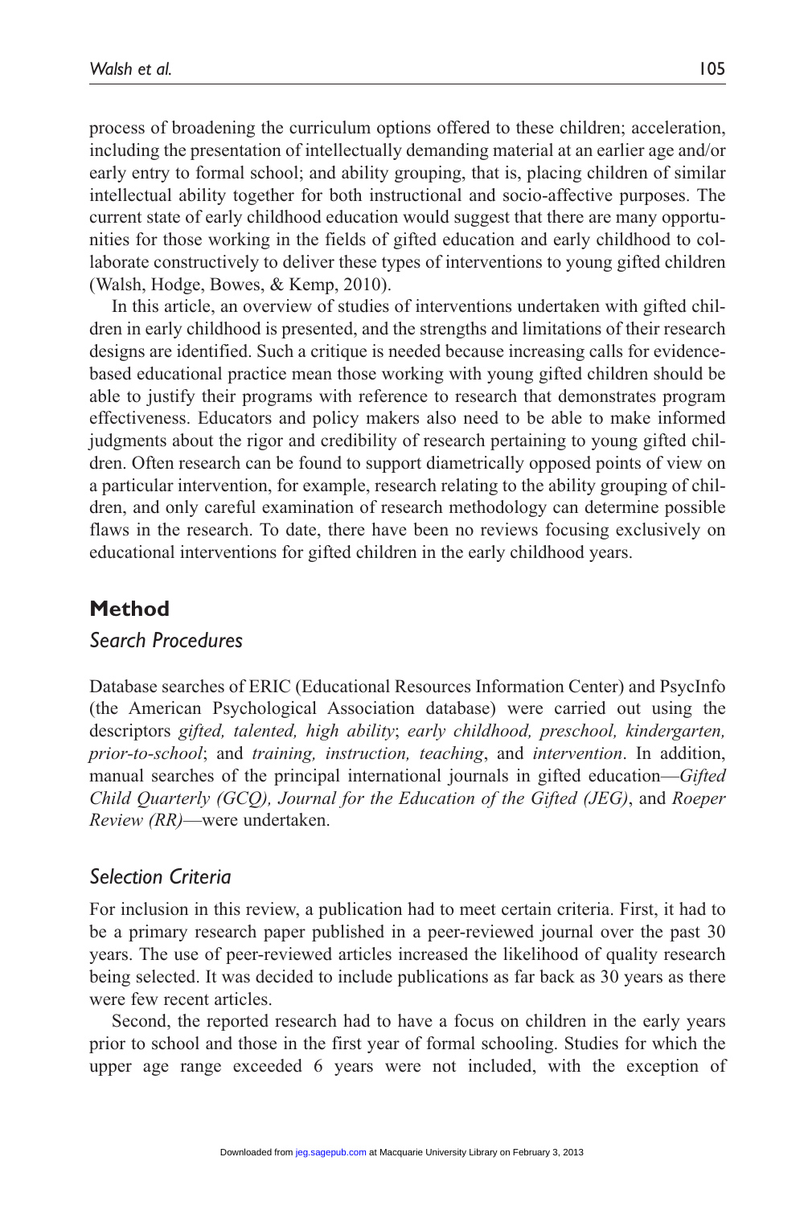process of broadening the curriculum options offered to these children; acceleration, including the presentation of intellectually demanding material at an earlier age and/or early entry to formal school; and ability grouping, that is, placing children of similar intellectual ability together for both instructional and socio-affective purposes. The current state of early childhood education would suggest that there are many opportunities for those working in the fields of gifted education and early childhood to collaborate constructively to deliver these types of interventions to young gifted children (Walsh, Hodge, Bowes, & Kemp, 2010).

In this article, an overview of studies of interventions undertaken with gifted children in early childhood is presented, and the strengths and limitations of their research designs are identified. Such a critique is needed because increasing calls for evidence-based educational practice mean those working with young gifted children should be able to justify their programs with reference to research that demonstrates program effectiveness. Educators and policy makers also need to be able to make informed judgments about the rigor and credibility of research pertaining to young gifted children. Often research can be found to support diametrically opposed points of view on a particular intervention, for example, research relating to the ability grouping of children, and only careful examination of research methodology can determine possible flaws in the research. To date, there have been no reviews focusing exclusively on educational interventions for gifted children in the early childhood years.

## Method

### Search Procedures

Database searches of ERIC (Educational Resources Information Center) and PsycInfo (the American Psychological Association database) were carried out using the descriptors *gifted, talented, high ability*; *early childhood, preschool, kindergarten, prior-to-school*; and *training, instruction, teaching*, and *intervention*. In addition, manual searches of the principal international journals in gifted education—*Gifted Child Quarterly (GCQ), Journal for the Education of the Gifted (JEG)*, and *Roeper Review (RR)*—were undertaken.

### Selection Criteria

For inclusion in this review, a publication had to meet certain criteria. First, it had to be a primary research paper published in a peer-reviewed journal over the past 30 years. The use of peer-reviewed articles increased the likelihood of quality research being selected. It was decided to include publications as far back as 30 years as there were few recent articles.

Second, the reported research had to have a focus on children in the early years prior to school and those in the first year of formal schooling. Studies for which the upper age range exceeded 6 years were not included, with the exception of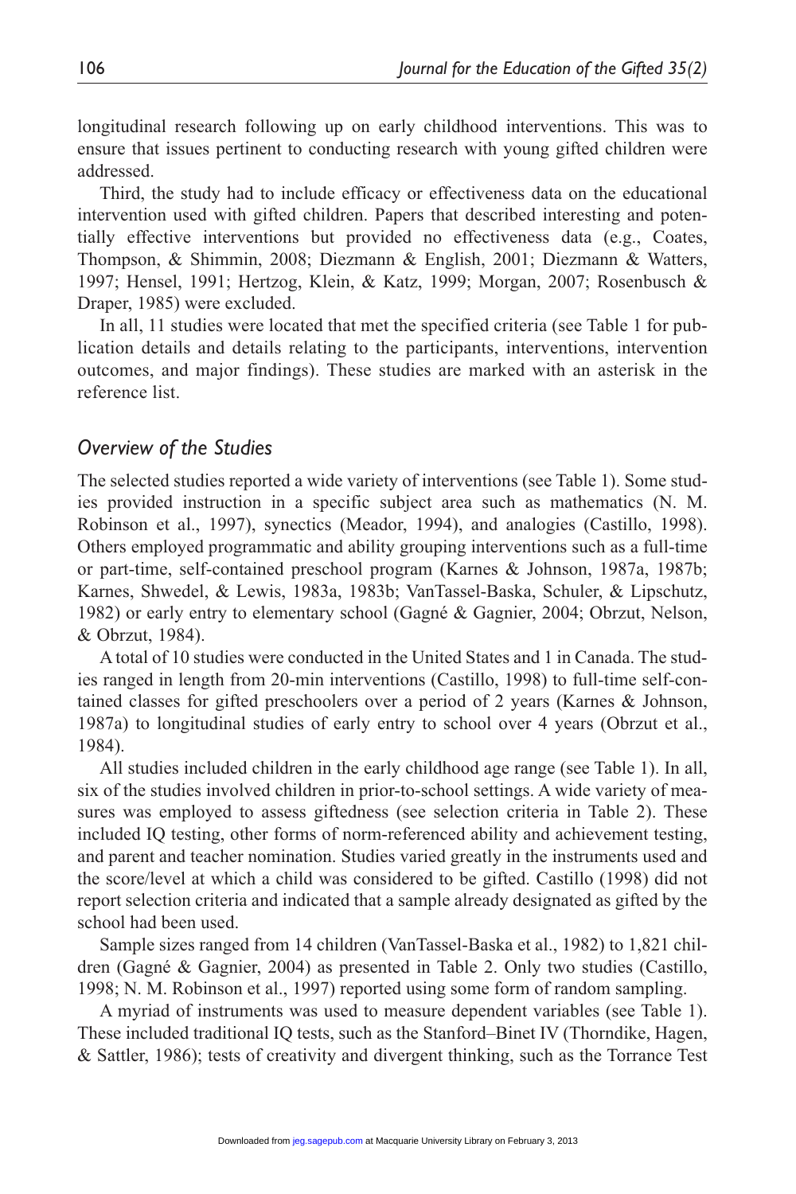longitudinal research following up on early childhood interventions. This was to ensure that issues pertinent to conducting research with young gifted children were addressed.

Third, the study had to include efficacy or effectiveness data on the educational intervention used with gifted children. Papers that described interesting and potentially effective interventions but provided no effectiveness data (e.g., Coates, Thompson, & Shimmin, 2008; Diezmann & English, 2001; Diezmann & Watters, 1997; Hensel, 1991; Hertzog, Klein, & Katz, 1999; Morgan, 2007; Rosenbusch & Draper, 1985) were excluded.

In all, 11 studies were located that met the specified criteria (see Table 1 for publication details and details relating to the participants, interventions, intervention outcomes, and major findings). These studies are marked with an asterisk in the reference list.

### *Overview of the Studies*

The selected studies reported a wide variety of interventions (see Table 1). Some studies provided instruction in a specific subject area such as mathematics (N. M. Robinson et al., 1997), synectics (Meador, 1994), and analogies (Castillo, 1998). Others employed programmatic and ability grouping interventions such as a full-time or part-time, self-contained preschool program (Karnes & Johnson, 1987a, 1987b; Karnes, Shwedel, & Lewis, 1983a, 1983b; VanTassel-Baska, Schuler, & Lipschutz, 1982) or early entry to elementary school (Gagné & Gagnier, 2004; Obrzut, Nelson, & Obrzut, 1984).

A total of 10 studies were conducted in the United States and 1 in Canada. The studies ranged in length from 20-min interventions (Castillo, 1998) to full-time self-contained classes for gifted preschoolers over a period of 2 years (Karnes & Johnson, 1987a) to longitudinal studies of early entry to school over 4 years (Obrzut et al., 1984).

All studies included children in the early childhood age range (see Table 1). In all, six of the studies involved children in prior-to-school settings. A wide variety of measures was employed to assess giftedness (see selection criteria in Table 2). These included IQ testing, other forms of norm-referenced ability and achievement testing, and parent and teacher nomination. Studies varied greatly in the instruments used and the score/level at which a child was considered to be gifted. Castillo (1998) did not report selection criteria and indicated that a sample already designated as gifted by the school had been used.

Sample sizes ranged from 14 children (VanTassel-Baska et al., 1982) to 1,821 children (Gagné & Gagnier, 2004) as presented in Table 2. Only two studies (Castillo, 1998; N. M. Robinson et al., 1997) reported using some form of random sampling.

A myriad of instruments was used to measure dependent variables (see Table 1). These included traditional IQ tests, such as the Stanford–Binet IV (Thorndike, Hagen, & Sattler, 1986); tests of creativity and divergent thinking, such as the Torrance Test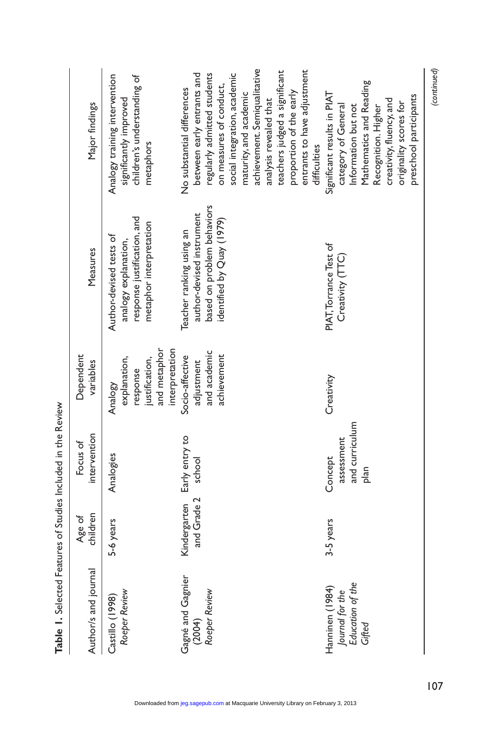**Table 1.** Selected Features of Studies Included in the Review

| Author/s and journal | Age of children | Focus of intervention | Dependent variables | Measures | Major findings |
|---|---|---|---|---|---|
| Castillo (1998) *Roeper Review* | 5-6 years | Analogies | Analogy explanation, response justification, and metaphor interpretation | Author-devised tests of analogy explanation, response justification, and metaphor interpretation | Analogy training intervention significantly improved children's understanding of metaphors |
| Gagné and Gagnier (2004) *Roeper Review* | Kindergarten and Grade 2 | Early entry to school | Socio-affective adjustment and academic achievement | Teacher ranking using an author-devised instrument based on problem behaviors identified by Quay (1979) | No substantial differences between early entrants and regularly admitted students on measures of conduct, social integration, academic maturity, and academic achievement. Semiqualitative analysis revealed that teachers judged a significant proportion of the early entrants to have adjustment difficulties |
| Hanninen (1984) *Journal for the Education of the Gifted* | 3-5 years | Concept assessment and curriculum plan | Creativity | PIAT, Torrance Test of Creativity (TTC) | Significant results in PIAT category of General Information but not Mathematics and Reading Recognition. Higher creativity, fluency, and originality scores for preschool participants |

(continued)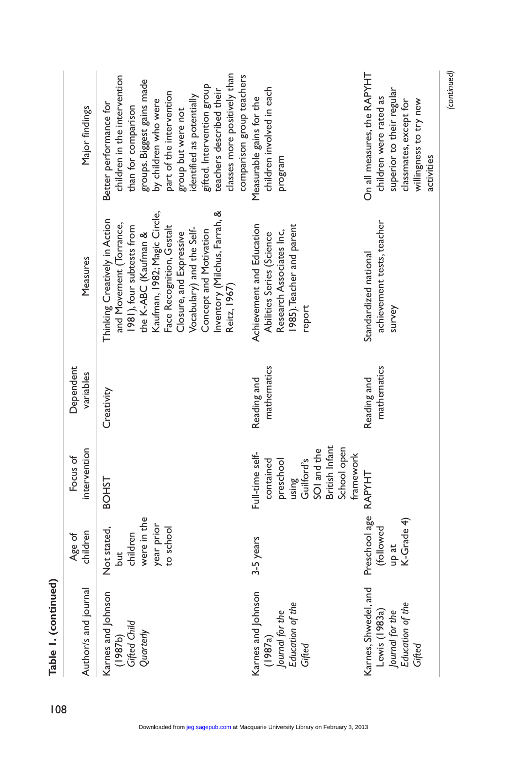**Table 1. (continued)**

| Author/s and journal | Age of children | Focus of intervention | Dependent variables | Measures | Major findings |
|---|---|---|---|---|---|
| Karnes and Johnson (1987b) *Gifted Child Quarterly* | Not stated, but children were in the year prior to school | BOHST | Creativity | Thinking Creatively in Action and Movement (Torrance, 1981), four subtests from the K-ABC (Kaufman & Kaufman, 1982; Magic Circle, Face Recognition, Gestalt Closure, and Expressive Vocabulary) and the Self-Concept and Motivation Inventory (Milchus, Farrah, & Reitz, 1967) | Better performance for children in the intervention than for comparison groups. Biggest gains made by children who were part of the intervention group but were not identified as potentially gifted. Intervention group teachers described their classes more positively than comparison group teachers |
| Karnes and Johnson (1987a) *Journal for the Education of the Gifted* | 3-5 years | Full-time self-contained preschool using Guilford's SOI and the British Infant School open framework | Reading and mathematics | Achievement and Education Abilities Series (Science Research Associates Inc, 1985). Teacher and parent report | Measurable gains for the children involved in each program |
| Karnes, Shwedel, and Lewis (1983a) *Journal for the Education of the Gifted* | Preschool age (followed up at K-Grade 4) | RAPYHT | Reading and mathematics | Standardized national achievement tests, teacher survey | On all measures, the RAPYHT children were rated as superior to their regular classmates, except for willingness to try new activities |

(continued)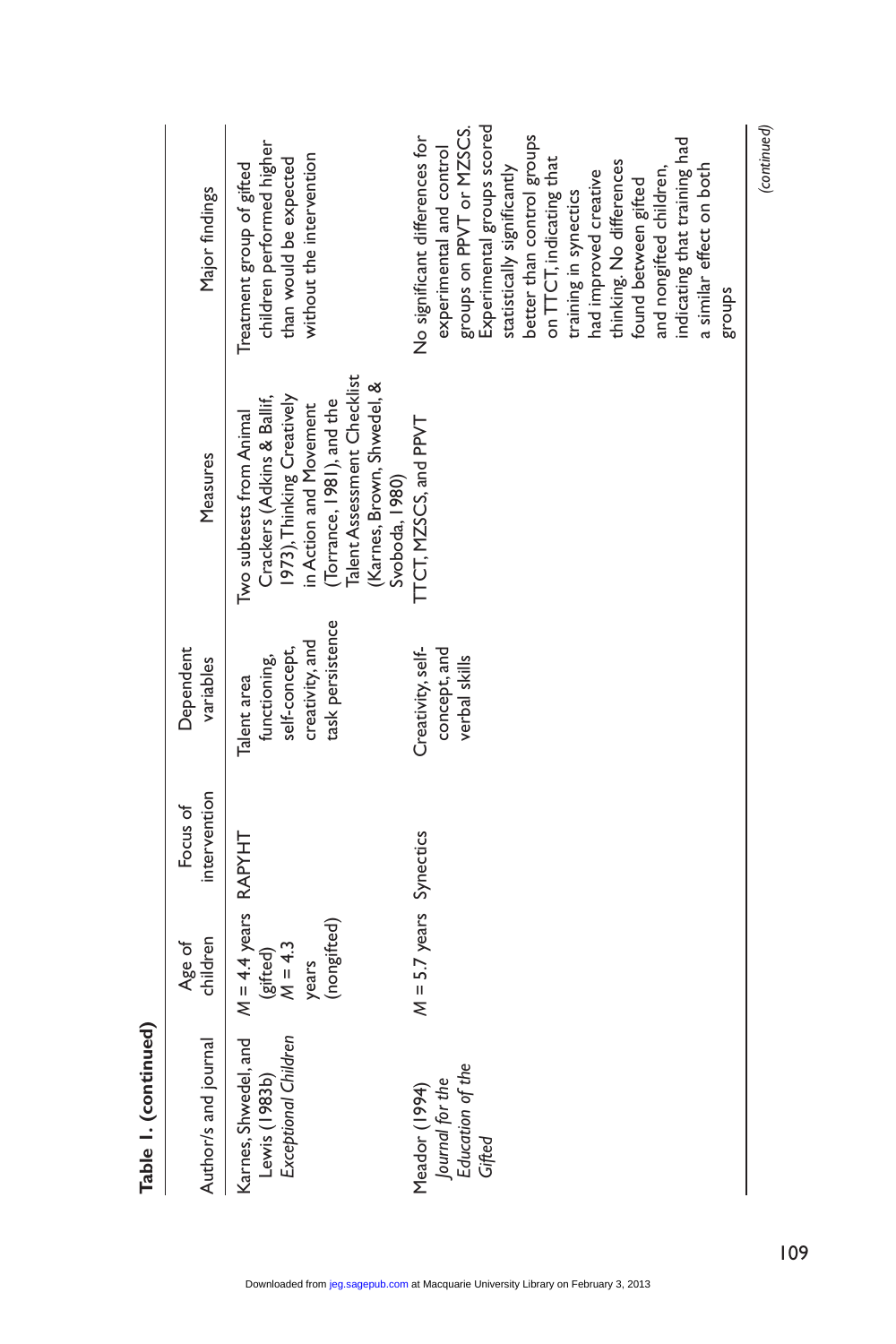**Table 1. (continued)**

| Author/s and journal | Age of children | Focus of intervention | Dependent variables | Measures | Major findings |
|---|---|---|---|---|---|
| Karnes, Shwedel, and Lewis (1983b) *Exceptional Children* | $M$ = 4.4 years (gifted) $M$ = 4.3 years (nongifted) | RAPYHT | Talent area functioning, self-concept, creativity, and task persistence | Two subtests from Animal Crackers (Adkins & Ballif, 1973), Thinking Creatively in Action and Movement (Torrance, 1981), and the Talent Assessment Checklist (Karnes, Brown, Shwedel, & Svoboda, 1980) | Treatment group of gifted children performed higher than would be expected without the intervention |
| Meador (1994) *Journal for the Education of the Gifted* | $M$ = 5.7 years | Synectics | Creativity, self-concept, and verbal skills | TTCT, MZSCS, and PPVT | No significant differences for experimental and control groups on PPVT or MZSCS. Experimental groups scored statistically significantly better than control groups on TTCT, indicating that training in synectics had improved creative thinking. No differences found between gifted and nongifted children, indicating that training had a similar effect on both groups |

(continued)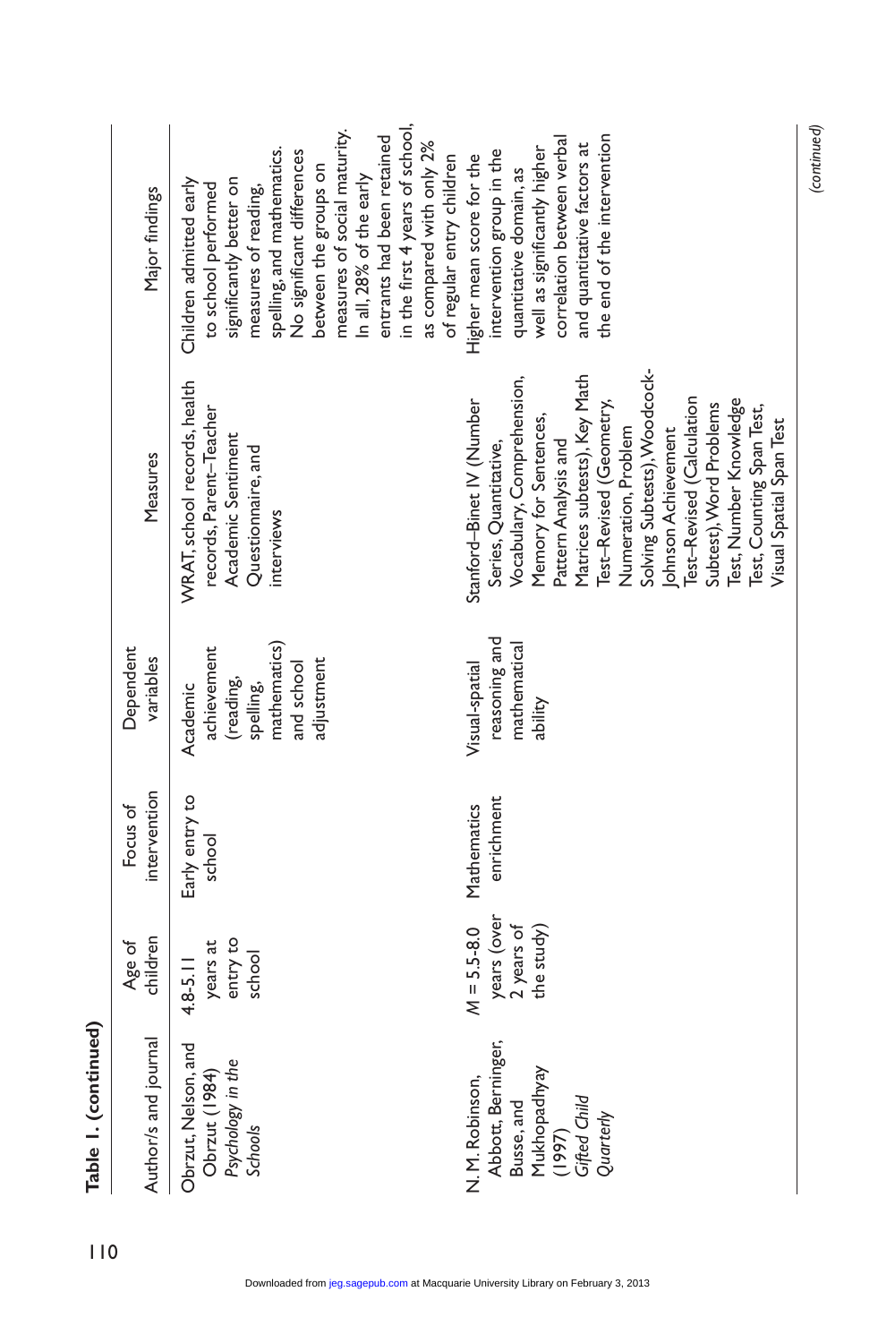**Table 1. (continued)**

| Author/s and journal | Age of children | Focus of intervention | Dependent variables | Measures | Major findings |
|---|---|---|---|---|---|
| Obrzut, Nelson, and Obrzut (1984) *Psychology in the Schools* | 4.8-5.11 years at entry to school | Early entry to school | Academic achievement (reading, spelling, mathematics) and school adjustment | WRAT, school records, health records, Parent–Teacher Academic Sentiment Questionnaire, and interviews | Children admitted early to school performed significantly better on measures of reading, spelling, and mathematics. No significant differences between the groups on measures of social maturity. In all, 28% of the early entrants had been retained in the first 4 years of school, as compared with only 2% of regular entry children |
| N. M. Robinson, Abbott, Berninger, Busse, and Mukhopadhyay (1997) *Gifted Child Quarterly* | $M$ = 5.5-8.0 years (over 2 years of the study) | Mathematics enrichment | Visual-spatial reasoning and mathematical ability | Stanford–Binet IV (Number Series, Quantitative, Vocabulary, Comprehension, Memory for Sentences, Pattern Analysis and Matrices subtests), Key Math Test–Revised (Geometry, Numeration, Problem Solving Subtests), Woodcock-Johnson Achievement Test–Revised (Calculation Subtest), Word Problems Test, Number Knowledge Test, Counting Span Test, Visual Spatial Span Test | Higher mean score for the intervention group in the quantitative domain, as well as significantly higher correlation between verbal and quantitative factors at the end of the intervention |

*(continued)*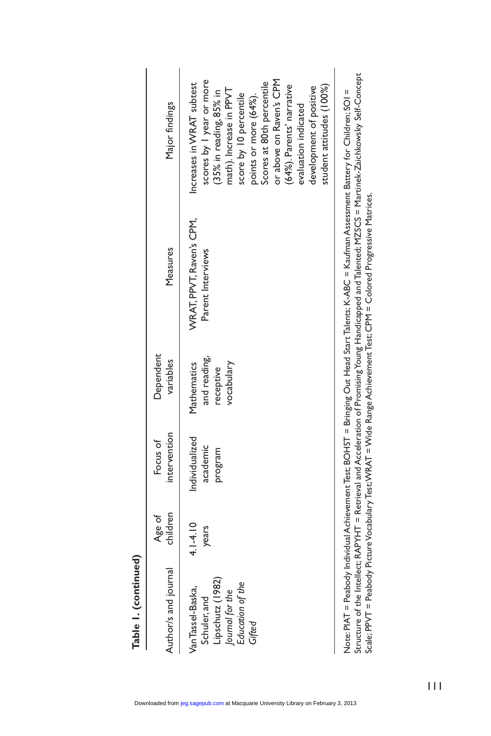**Table 1. (continued)**

| Author/s and journal | Age of children | Focus of intervention | Dependent variables | Measures | Major findings |
|---|---|---|---|---|---|
| VanTassel-Baska, Schuler, and Lipschutz (1982) *Journal for the Education of the Gifted* | 4.1-4.10 years | Individualized academic program | Mathematics and reading, receptive vocabulary | WRAT, PPVT, Raven's CPM, Parent Interviews | Increases in WRAT subtest scores by 1 year or more (35% in reading, 85% in math). Increase in PPVT score by 10 percentile points or more (64%). Scores at 80th percentile or above on Raven's CPM (64%). Parents' narrative evaluation indicated development of positive student attitudes (100%) |

Note: PIAT = Peabody Individual Achievement Test; BOHST = Bringing Out Head Start Talents; K-ABC = Kaufman Assessment Battery for Children; SOI = Structure of the Intellect; RAPYHT = Retrieval and Acceleration of Promising Young Handicapped and Talented; MZSCS = Martinek-Zaichkowsky Self-Concept Scale; PPVT = Peabody Picture Vocabulary Test; WRAT = Wide Range Achievement Test; CPM = Colored Progressive Matrices.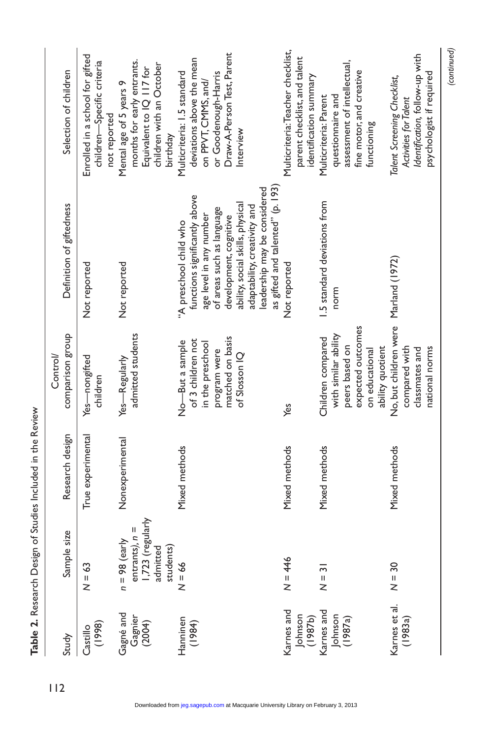**Table 2.** Research Design of Studies Included in the Review

| Study | Sample size | Research design | Control/ comparison group | Definition of giftedness | Selection of children |
|---|---|---|---|---|---|
| Castillo (1998) | $N = 63$ | True experimental | Yes—nongifted children | Not reported | Enrolled in a school for gifted children—Specific criteria not reported |
| Gagné and Gagnier (2004) | $n = 98$ (early entrants), $n = 1{,}723$ (regularly admitted students) | Nonexperimental | Yes—Regularly admitted students | Not reported | Mental age of 5 years 9 months for early entrants. Equivalent to IQ 117 for children with an October birthday |
| Hanninen (1984) | $N = 66$ | Mixed methods | No—But a sample of 3 children not in the preschool program were matched on basis of Slosson IQ | "A preschool child who functions significantly above age level in any number of areas such as language development, cognitive ability, social skills, physical adaptability, creativity and leadership may be considered as gifted and talented" (p. 193) | Multicriteria: 1.5 standard deviations above the mean on PPVT, CMMS, and/or Goodenough-Harris Draw-A-Person Test, Parent Interview |
| Karnes and Johnson (1987b) | $N = 446$ | Mixed methods | Yes | Not reported | Multicriteria: Teacher checklist, parent checklist, and talent identification summary |
| Karnes and Johnson (1987a) | $N = 31$ | Mixed methods | Children compared with similar ability peers based on expected outcomes on educational ability quotient | 1.5 standard deviations from norm | Multicriteria: Parent questionnaire and assessment of intellectual, fine motor, and creative functioning |
| Karnes et al. (1983a) | $N = 30$ | Mixed methods | No, but children were compared with classmates and national norms | Marland (1972) | *Talent Screening Checklist, Activities for Talent Identification*, follow-up with psychologist if required |

*(continued)*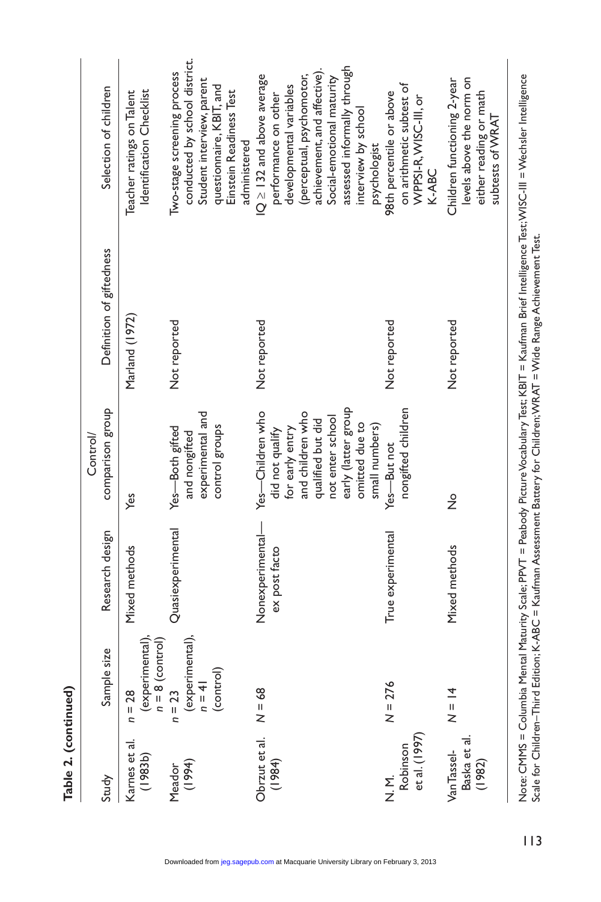**Table 2. (continued)**

| Study | Sample size | Research design | Control/ comparison group | Definition of giftedness | Selection of children |
|---|---|---|---|---|---|
| Karnes et al. (1983b) | $n$ = 28 (experimental), $n$ = 8 (control) | Mixed methods | Yes | Marland (1972) | Teacher ratings on Talent Identification Checklist |
| Meador (1994) | $n$ = 23 (experimental), $n$ = 41 (control) | Quasiexperimental | Yes—Both gifted and nongifted experimental and control groups | Not reported | Two-stage screening process conducted by school district. Student interview, parent questionnaire, KBIT, and Einstein Readiness Test administered |
| Obrzut et al. (1984) | $N$ = 68 | Nonexperimental—ex post facto | Yes—Children who did not qualify for early entry and children who qualified but did not enter school early (latter group omitted due to small numbers) | Not reported | IQ ≥ 132 and above average performance on other developmental variables (perceptual, psychomotor, achievement, and affective). Social-emotional maturity assessed informally through interview by school psychologist |
| N. M. Robinson et al. (1997) | $N$ = 276 | True experimental | Yes—But not nongifted children | Not reported | 98th percentile or above on arithmetic subtest of WPPSI-R, WISC-III, or K-ABC |
| VanTassel-Baska et al. (1982) | $N$ = 14 | Mixed methods | No | Not reported | Children functioning 2-year levels above the norm on either reading or math subtests of WRAT |

Note: CMMS = Columbia Mental Maturity Scale; PPVT = Peabody Picture Vocabulary Test; KBIT = Kaufman Brief Intelligence Test; WISC-III = Wechsler Intelligence Scale for Children–Third Edition; K-ABC = Kaufman Assessment Battery for Children; WRAT = Wide Range Achievement Test.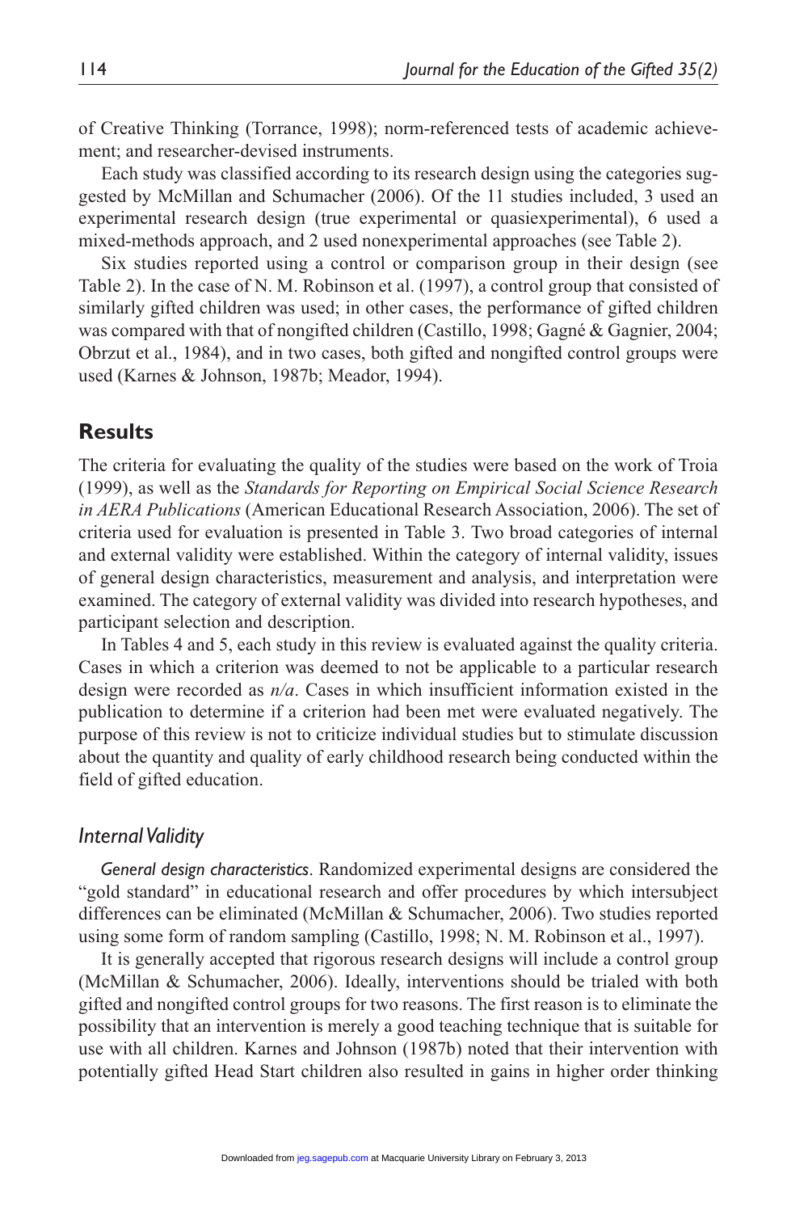of Creative Thinking (Torrance, 1998); norm-referenced tests of academic achievement; and researcher-devised instruments.

Each study was classified according to its research design using the categories suggested by McMillan and Schumacher (2006). Of the 11 studies included, 3 used an experimental research design (true experimental or quasiexperimental), 6 used a mixed-methods approach, and 2 used nonexperimental approaches (see Table 2).

Six studies reported using a control or comparison group in their design (see Table 2). In the case of N. M. Robinson et al. (1997), a control group that consisted of similarly gifted children was used; in other cases, the performance of gifted children was compared with that of nongifted children (Castillo, 1998; Gagné & Gagnier, 2004; Obrzut et al., 1984), and in two cases, both gifted and nongifted control groups were used (Karnes & Johnson, 1987b; Meador, 1994).

## Results

The criteria for evaluating the quality of the studies were based on the work of Troia (1999), as well as the *Standards for Reporting on Empirical Social Science Research in AERA Publications* (American Educational Research Association, 2006). The set of criteria used for evaluation is presented in Table 3. Two broad categories of internal and external validity were established. Within the category of internal validity, issues of general design characteristics, measurement and analysis, and interpretation were examined. The category of external validity was divided into research hypotheses, and participant selection and description.

In Tables 4 and 5, each study in this review is evaluated against the quality criteria. Cases in which a criterion was deemed to not be applicable to a particular research design were recorded as *n/a*. Cases in which insufficient information existed in the publication to determine if a criterion had been met were evaluated negatively. The purpose of this review is not to criticize individual studies but to stimulate discussion about the quantity and quality of early childhood research being conducted within the field of gifted education.

### Internal Validity

*General design characteristics*. Randomized experimental designs are considered the "gold standard" in educational research and offer procedures by which intersubject differences can be eliminated (McMillan & Schumacher, 2006). Two studies reported using some form of random sampling (Castillo, 1998; N. M. Robinson et al., 1997).

It is generally accepted that rigorous research designs will include a control group (McMillan & Schumacher, 2006). Ideally, interventions should be trialed with both gifted and nongifted control groups for two reasons. The first reason is to eliminate the possibility that an intervention is merely a good teaching technique that is suitable for use with all children. Karnes and Johnson (1987b) noted that their intervention with potentially gifted Head Start children also resulted in gains in higher order thinking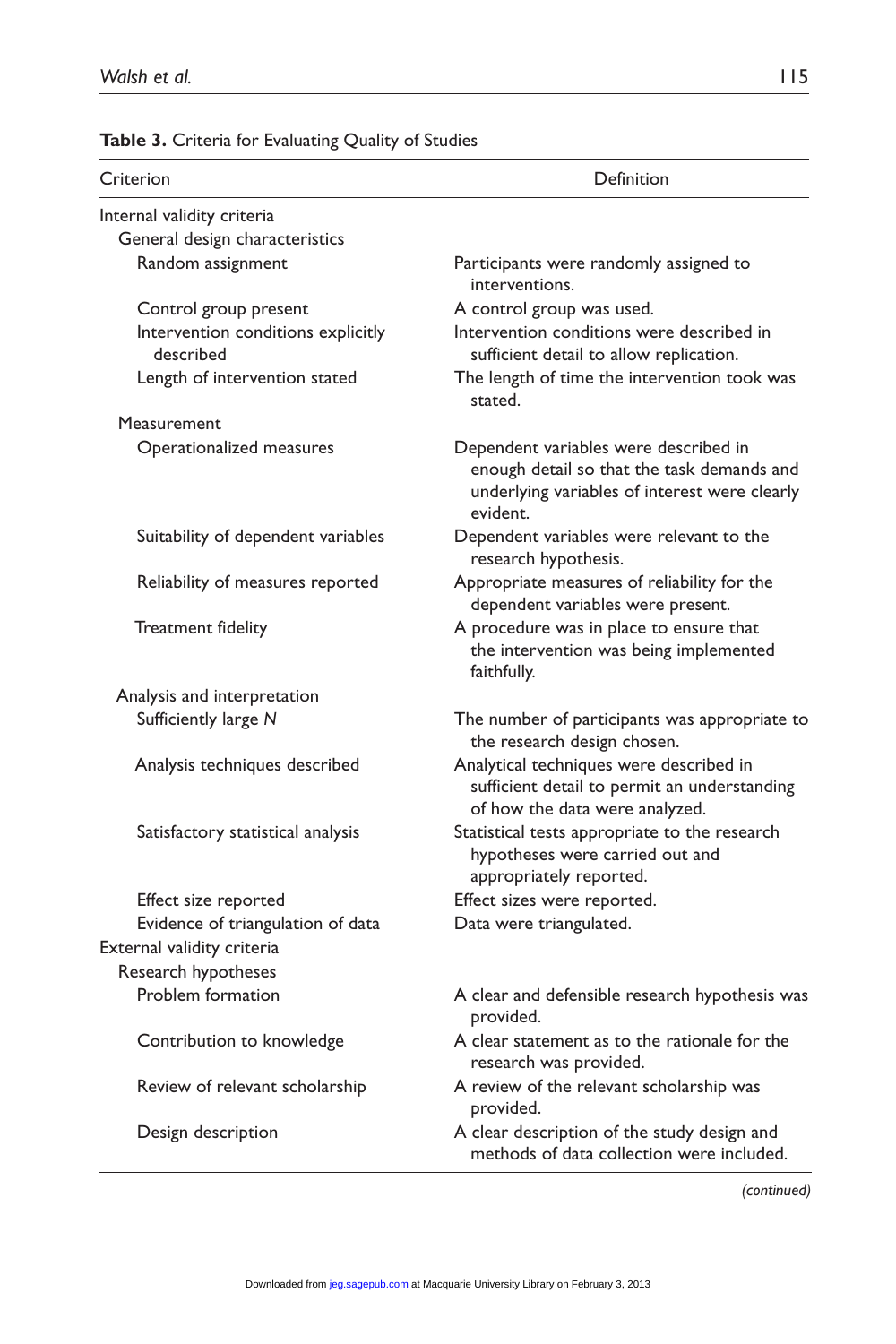**Table 3.** Criteria for Evaluating Quality of Studies

| Criterion | Definition |
|---|---|
| Internal validity criteria | |
| General design characteristics | |
| Random assignment | Participants were randomly assigned to interventions. |
| Control group present | A control group was used. |
| Intervention conditions explicitly described | Intervention conditions were described in sufficient detail to allow replication. |
| Length of intervention stated | The length of time the intervention took was stated. |
| Measurement | |
| Operationalized measures | Dependent variables were described in enough detail so that the task demands and underlying variables of interest were clearly evident. |
| Suitability of dependent variables | Dependent variables were relevant to the research hypothesis. |
| Reliability of measures reported | Appropriate measures of reliability for the dependent variables were present. |
| Treatment fidelity | A procedure was in place to ensure that the intervention was being implemented faithfully. |
| Analysis and interpretation | |
| Sufficiently large *N* | The number of participants was appropriate to the research design chosen. |
| Analysis techniques described | Analytical techniques were described in sufficient detail to permit an understanding of how the data were analyzed. |
| Satisfactory statistical analysis | Statistical tests appropriate to the research hypotheses were carried out and appropriately reported. |
| Effect size reported | Effect sizes were reported. |
| Evidence of triangulation of data | Data were triangulated. |
| External validity criteria | |
| Research hypotheses | |
| Problem formation | A clear and defensible research hypothesis was provided. |
| Contribution to knowledge | A clear statement as to the rationale for the research was provided. |
| Review of relevant scholarship | A review of the relevant scholarship was provided. |
| Design description | A clear description of the study design and methods of data collection were included. |

*(continued)*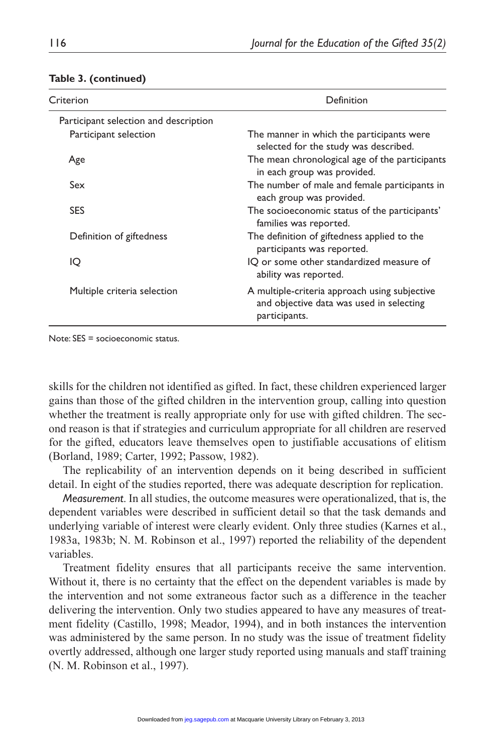**Table 3. (continued)**

| Criterion | Definition |
| --- | --- |
| Participant selection and description | |
| Participant selection | The manner in which the participants were selected for the study was described. |
| Age | The mean chronological age of the participants in each group was provided. |
| Sex | The number of male and female participants in each group was provided. |
| SES | The socioeconomic status of the participants' families was reported. |
| Definition of giftedness | The definition of giftedness applied to the participants was reported. |
| IQ | IQ or some other standardized measure of ability was reported. |
| Multiple criteria selection | A multiple-criteria approach using subjective and objective data was used in selecting participants. |

Note: SES = socioeconomic status.

skills for the children not identified as gifted. In fact, these children experienced larger gains than those of the gifted children in the intervention group, calling into question whether the treatment is really appropriate only for use with gifted children. The second reason is that if strategies and curriculum appropriate for all children are reserved for the gifted, educators leave themselves open to justifiable accusations of elitism (Borland, 1989; Carter, 1992; Passow, 1982).

The replicability of an intervention depends on it being described in sufficient detail. In eight of the studies reported, there was adequate description for replication.

*Measurement*. In all studies, the outcome measures were operationalized, that is, the dependent variables were described in sufficient detail so that the task demands and underlying variable of interest were clearly evident. Only three studies (Karnes et al., 1983a, 1983b; N. M. Robinson et al., 1997) reported the reliability of the dependent variables.

Treatment fidelity ensures that all participants receive the same intervention. Without it, there is no certainty that the effect on the dependent variables is made by the intervention and not some extraneous factor such as a difference in the teacher delivering the intervention. Only two studies appeared to have any measures of treatment fidelity (Castillo, 1998; Meador, 1994), and in both instances the intervention was administered by the same person. In no study was the issue of treatment fidelity overtly addressed, although one larger study reported using manuals and staff training (N. M. Robinson et al., 1997).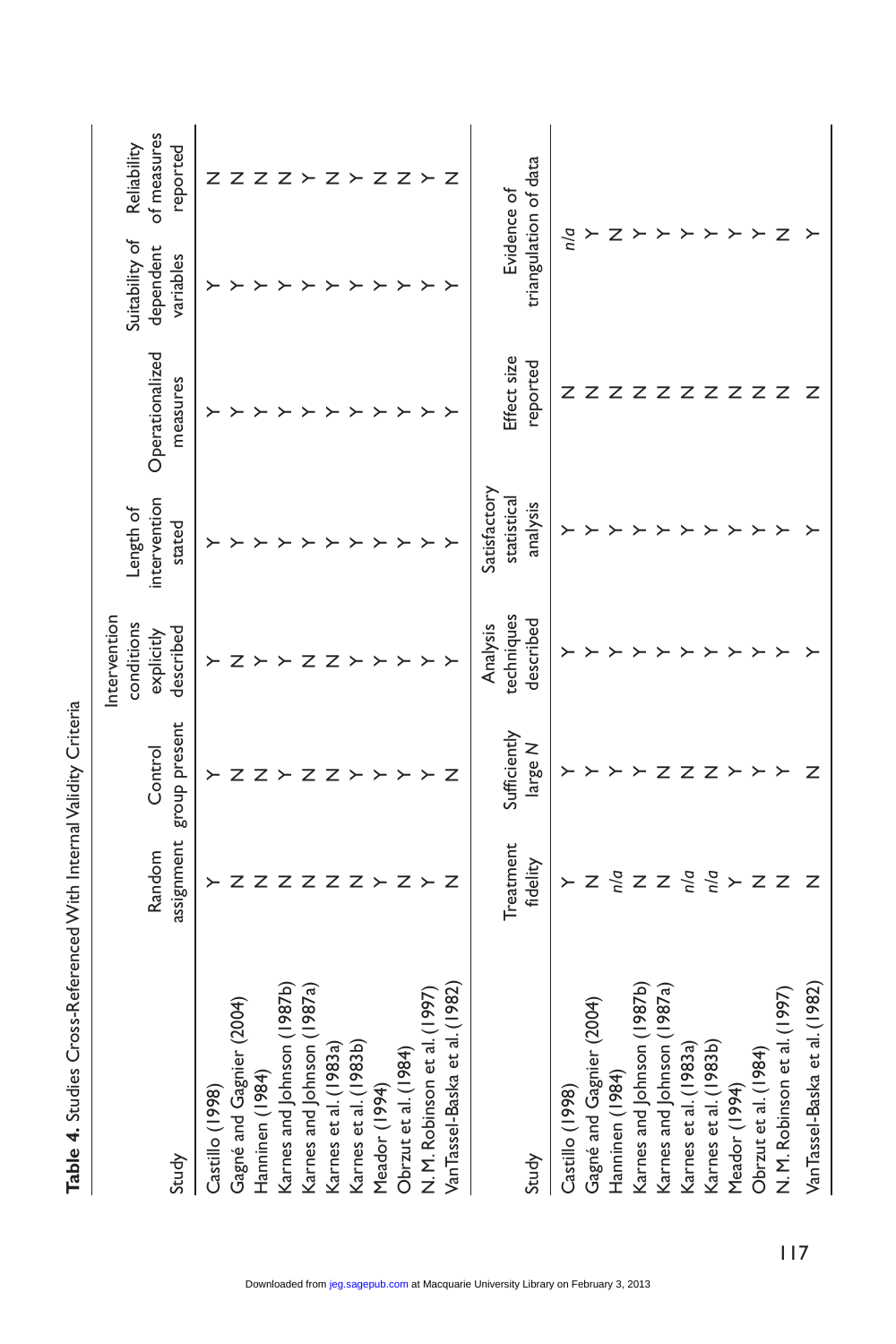**Table 4.** Studies Cross-Referenced With Internal Validity Criteria

| Study | Random assignment | Control group present | Intervention conditions explicitly described | Length of intervention stated | Operationalized measures | Suitability of dependent variables | Reliability of measures reported |
|---|---|---|---|---|---|---|---|
| Castillo (1998) | Y | Y | Y | Y | Y | Y | N |
| Gagné and Gagnier (2004) | N | N | N | Y | Y | Y | N |
| Hanninen (1984) | N | N | Y | Y | Y | Y | N |
| Karnes and Johnson (1987b) | N | Y | Y | Y | Y | Y | N |
| Karnes and Johnson (1987a) | N | N | N | Y | Y | Y | Y |
| Karnes et al. (1983a) | N | N | N | Y | Y | Y | N |
| Karnes et al. (1983b) | N | Y | Y | Y | Y | Y | Y |
| Meador (1994) | Y | Y | Y | Y | Y | Y | N |
| Obrzut et al. (1984) | N | Y | Y | Y | Y | Y | N |
| N. M. Robinson et al. (1997) | Y | Y | Y | Y | Y | Y | Y |
| VanTassel-Baska et al. (1982) | N | N | Y | Y | Y | Y | N |

| Study | Treatment fidelity | Sufficiently large N | Analysis techniques described | Satisfactory statistical analysis | Effect size reported | Evidence of triangulation of data |
|---|---|---|---|---|---|---|
| Castillo (1998) | Y | Y | Y | Y | N | n/a |
| Gagné and Gagnier (2004) | N | Y | Y | Y | N | Y |
| Hanninen (1984) | n/a | Y | Y | Y | N | N |
| Karnes and Johnson (1987b) | N | Y | Y | Y | N | Y |
| Karnes and Johnson (1987a) | N | N | Y | Y | N | Y |
| Karnes et al. (1983a) | n/a | N | Y | Y | N | Y |
| Karnes et al. (1983b) | n/a | N | Y | Y | N | Y |
| Meador (1994) | Y | Y | Y | Y | N | Y |
| Obrzut et al. (1984) | N | Y | Y | Y | N | Y |
| N. M. Robinson et al. (1997) | N | Y | Y | Y | N | N |
| VanTassel-Baska et al. (1982) | N | N | Y | Y | N | Y |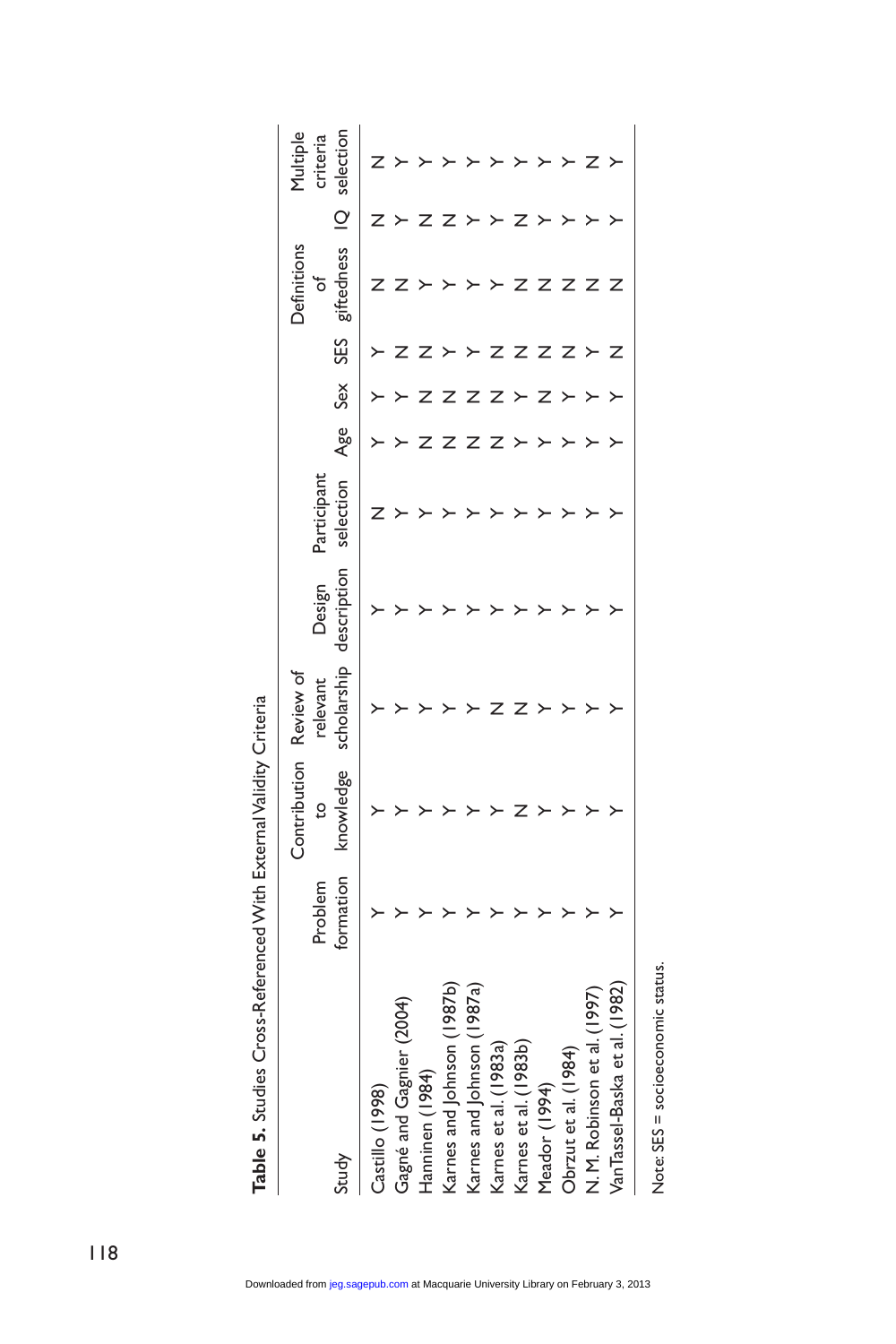**Table 5.** Studies Cross-Referenced With External Validity Criteria

| Study | Problem formation | Contribution to knowledge | Review of relevant scholarship | Design description | Participant selection | Age | Sex | SES | Definitions of giftedness | IQ | Multiple criteria selection |
|---|---|---|---|---|---|---|---|---|---|---|---|
| Castillo (1998) | Y | Y | Y | Y | N | Y | Y | Y | N | N | N |
| Gagné and Gagnier (2004) | Y | Y | Y | Y | Y | Y | Y | N | N | Y | Y |
| Hanninen (1984) | Y | Y | Y | Y | Y | N | N | N | Y | N | Y |
| Karnes and Johnson (1987b) | Y | Y | Y | Y | Y | N | N | Y | Y | N | Y |
| Karnes and Johnson (1987a) | Y | Y | Y | Y | Y | N | N | Y | Y | Y | Y |
| Karnes et al. (1983a) | Y | Y | N | Y | Y | N | N | N | Y | Y | Y |
| Karnes et al. (1983b) | Y | N | N | Y | Y | Y | Y | N | N | N | Y |
| Meador (1994) | Y | Y | Y | Y | Y | Y | N | N | N | Y | Y |
| Obrzut et al. (1984) | Y | Y | Y | Y | Y | Y | Y | N | N | Y | Y |
| N. M. Robinson et al. (1997) | Y | Y | Y | Y | Y | Y | Y | Y | N | Y | N |
| VanTassel-Baska et al. (1982) | Y | Y | Y | Y | Y | Y | Y | N | N | Y | Y |

Note: SES = socioeconomic status.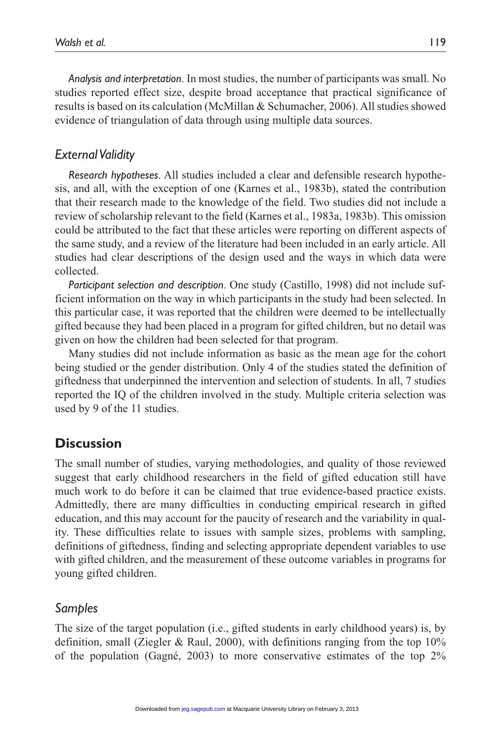*Analysis and interpretation*. In most studies, the number of participants was small. No studies reported effect size, despite broad acceptance that practical significance of results is based on its calculation (McMillan & Schumacher, 2006). All studies showed evidence of triangulation of data through using multiple data sources.

### *External Validity*

*Research hypotheses*. All studies included a clear and defensible research hypothesis, and all, with the exception of one (Karnes et al., 1983b), stated the contribution that their research made to the knowledge of the field. Two studies did not include a review of scholarship relevant to the field (Karnes et al., 1983a, 1983b). This omission could be attributed to the fact that these articles were reporting on different aspects of the same study, and a review of the literature had been included in an early article. All studies had clear descriptions of the design used and the ways in which data were collected.

*Participant selection and description*. One study (Castillo, 1998) did not include sufficient information on the way in which participants in the study had been selected. In this particular case, it was reported that the children were deemed to be intellectually gifted because they had been placed in a program for gifted children, but no detail was given on how the children had been selected for that program.

Many studies did not include information as basic as the mean age for the cohort being studied or the gender distribution. Only 4 of the studies stated the definition of giftedness that underpinned the intervention and selection of students. In all, 7 studies reported the IQ of the children involved in the study. Multiple criteria selection was used by 9 of the 11 studies.

## **Discussion**

The small number of studies, varying methodologies, and quality of those reviewed suggest that early childhood researchers in the field of gifted education still have much work to do before it can be claimed that true evidence-based practice exists. Admittedly, there are many difficulties in conducting empirical research in gifted education, and this may account for the paucity of research and the variability in quality. These difficulties relate to issues with sample sizes, problems with sampling, definitions of giftedness, finding and selecting appropriate dependent variables to use with gifted children, and the measurement of these outcome variables in programs for young gifted children.

### *Samples*

The size of the target population (i.e., gifted students in early childhood years) is, by definition, small (Ziegler & Raul, 2000), with definitions ranging from the top 10% of the population (Gagné, 2003) to more conservative estimates of the top 2%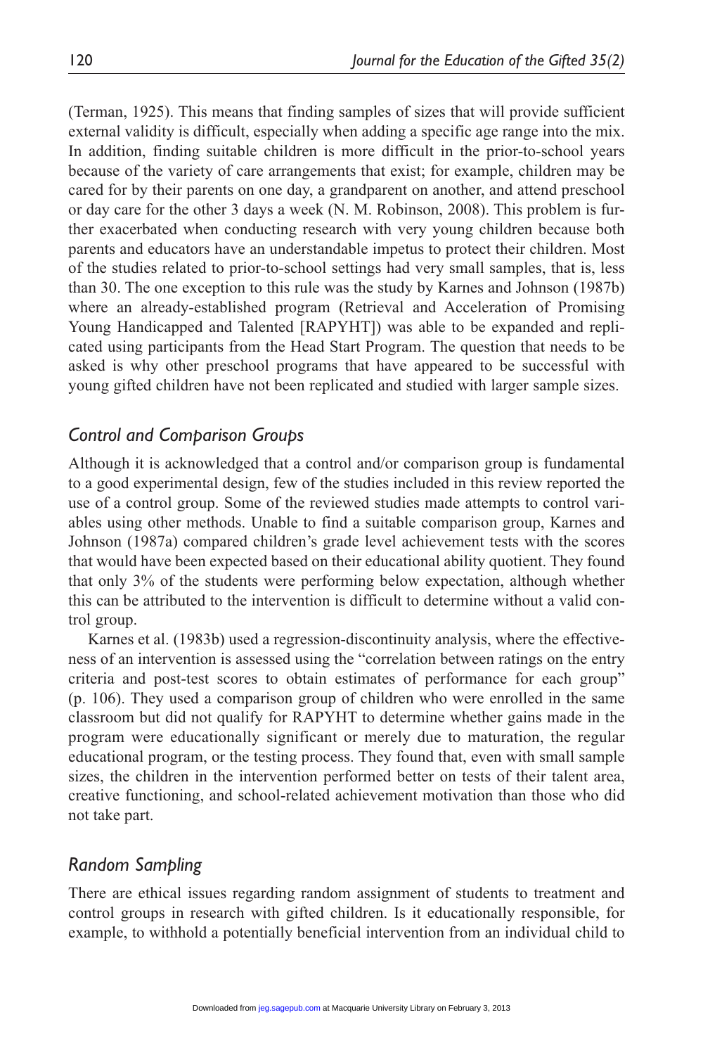(Terman, 1925). This means that finding samples of sizes that will provide sufficient external validity is difficult, especially when adding a specific age range into the mix. In addition, finding suitable children is more difficult in the prior-to-school years because of the variety of care arrangements that exist; for example, children may be cared for by their parents on one day, a grandparent on another, and attend preschool or day care for the other 3 days a week (N. M. Robinson, 2008). This problem is further exacerbated when conducting research with very young children because both parents and educators have an understandable impetus to protect their children. Most of the studies related to prior-to-school settings had very small samples, that is, less than 30. The one exception to this rule was the study by Karnes and Johnson (1987b) where an already-established program (Retrieval and Acceleration of Promising Young Handicapped and Talented [RAPYHT]) was able to be expanded and replicated using participants from the Head Start Program. The question that needs to be asked is why other preschool programs that have appeared to be successful with young gifted children have not been replicated and studied with larger sample sizes.

### *Control and Comparison Groups*

Although it is acknowledged that a control and/or comparison group is fundamental to a good experimental design, few of the studies included in this review reported the use of a control group. Some of the reviewed studies made attempts to control variables using other methods. Unable to find a suitable comparison group, Karnes and Johnson (1987a) compared children's grade level achievement tests with the scores that would have been expected based on their educational ability quotient. They found that only 3% of the students were performing below expectation, although whether this can be attributed to the intervention is difficult to determine without a valid control group.

Karnes et al. (1983b) used a regression-discontinuity analysis, where the effectiveness of an intervention is assessed using the "correlation between ratings on the entry criteria and post-test scores to obtain estimates of performance for each group" (p. 106). They used a comparison group of children who were enrolled in the same classroom but did not qualify for RAPYHT to determine whether gains made in the program were educationally significant or merely due to maturation, the regular educational program, or the testing process. They found that, even with small sample sizes, the children in the intervention performed better on tests of their talent area, creative functioning, and school-related achievement motivation than those who did not take part.

### *Random Sampling*

There are ethical issues regarding random assignment of students to treatment and control groups in research with gifted children. Is it educationally responsible, for example, to withhold a potentially beneficial intervention from an individual child to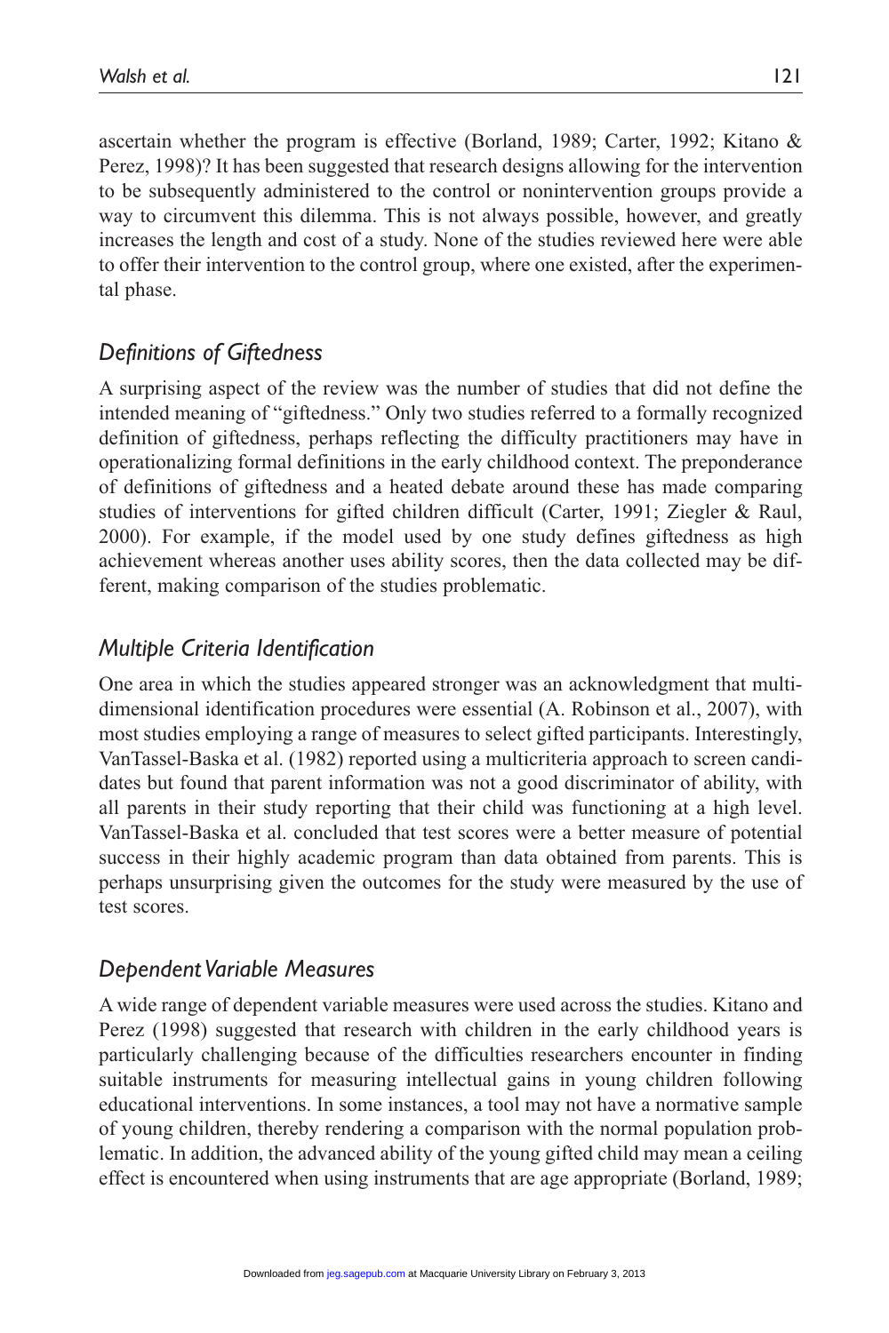ascertain whether the program is effective (Borland, 1989; Carter, 1992; Kitano & Perez, 1998)? It has been suggested that research designs allowing for the intervention to be subsequently administered to the control or nonintervention groups provide a way to circumvent this dilemma. This is not always possible, however, and greatly increases the length and cost of a study. None of the studies reviewed here were able to offer their intervention to the control group, where one existed, after the experimental phase.

## *Definitions of Giftedness*

A surprising aspect of the review was the number of studies that did not define the intended meaning of "giftedness." Only two studies referred to a formally recognized definition of giftedness, perhaps reflecting the difficulty practitioners may have in operationalizing formal definitions in the early childhood context. The preponderance of definitions of giftedness and a heated debate around these has made comparing studies of interventions for gifted children difficult (Carter, 1991; Ziegler & Raul, 2000). For example, if the model used by one study defines giftedness as high achievement whereas another uses ability scores, then the data collected may be different, making comparison of the studies problematic.

## *Multiple Criteria Identification*

One area in which the studies appeared stronger was an acknowledgment that multidimensional identification procedures were essential (A. Robinson et al., 2007), with most studies employing a range of measures to select gifted participants. Interestingly, VanTassel-Baska et al. (1982) reported using a multicriteria approach to screen candidates but found that parent information was not a good discriminator of ability, with all parents in their study reporting that their child was functioning at a high level. VanTassel-Baska et al. concluded that test scores were a better measure of potential success in their highly academic program than data obtained from parents. This is perhaps unsurprising given the outcomes for the study were measured by the use of test scores.

## *Dependent Variable Measures*

A wide range of dependent variable measures were used across the studies. Kitano and Perez (1998) suggested that research with children in the early childhood years is particularly challenging because of the difficulties researchers encounter in finding suitable instruments for measuring intellectual gains in young children following educational interventions. In some instances, a tool may not have a normative sample of young children, thereby rendering a comparison with the normal population problematic. In addition, the advanced ability of the young gifted child may mean a ceiling effect is encountered when using instruments that are age appropriate (Borland, 1989;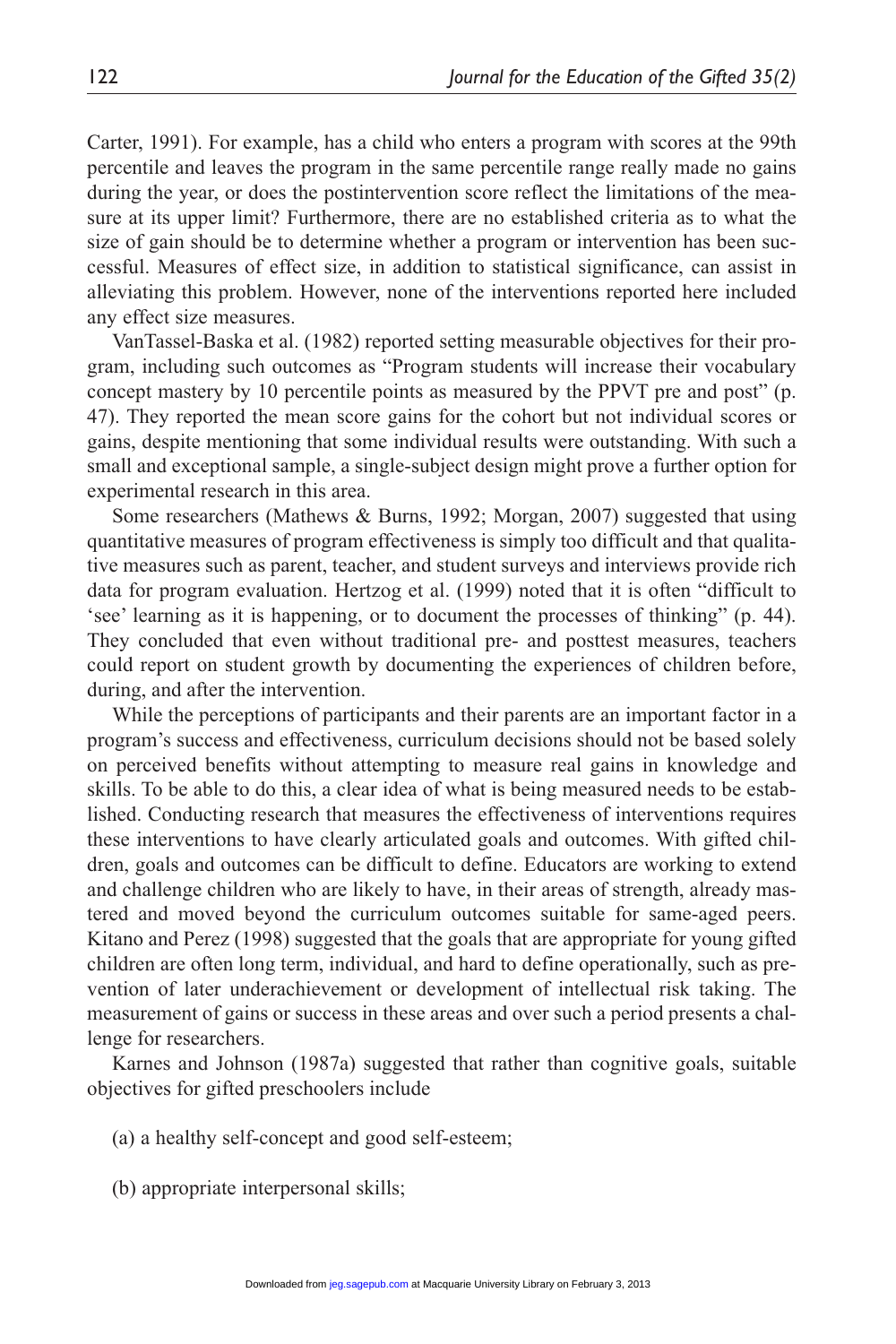Carter, 1991). For example, has a child who enters a program with scores at the 99th percentile and leaves the program in the same percentile range really made no gains during the year, or does the postintervention score reflect the limitations of the measure at its upper limit? Furthermore, there are no established criteria as to what the size of gain should be to determine whether a program or intervention has been successful. Measures of effect size, in addition to statistical significance, can assist in alleviating this problem. However, none of the interventions reported here included any effect size measures.

VanTassel-Baska et al. (1982) reported setting measurable objectives for their program, including such outcomes as "Program students will increase their vocabulary concept mastery by 10 percentile points as measured by the PPVT pre and post" (p. 47). They reported the mean score gains for the cohort but not individual scores or gains, despite mentioning that some individual results were outstanding. With such a small and exceptional sample, a single-subject design might prove a further option for experimental research in this area.

Some researchers (Mathews & Burns, 1992; Morgan, 2007) suggested that using quantitative measures of program effectiveness is simply too difficult and that qualitative measures such as parent, teacher, and student surveys and interviews provide rich data for program evaluation. Hertzog et al. (1999) noted that it is often "difficult to 'see' learning as it is happening, or to document the processes of thinking" (p. 44). They concluded that even without traditional pre- and posttest measures, teachers could report on student growth by documenting the experiences of children before, during, and after the intervention.

While the perceptions of participants and their parents are an important factor in a program's success and effectiveness, curriculum decisions should not be based solely on perceived benefits without attempting to measure real gains in knowledge and skills. To be able to do this, a clear idea of what is being measured needs to be established. Conducting research that measures the effectiveness of interventions requires these interventions to have clearly articulated goals and outcomes. With gifted children, goals and outcomes can be difficult to define. Educators are working to extend and challenge children who are likely to have, in their areas of strength, already mastered and moved beyond the curriculum outcomes suitable for same-aged peers. Kitano and Perez (1998) suggested that the goals that are appropriate for young gifted children are often long term, individual, and hard to define operationally, such as prevention of later underachievement or development of intellectual risk taking. The measurement of gains or success in these areas and over such a period presents a challenge for researchers.

Karnes and Johnson (1987a) suggested that rather than cognitive goals, suitable objectives for gifted preschoolers include

(a) a healthy self-concept and good self-esteem;

(b) appropriate interpersonal skills;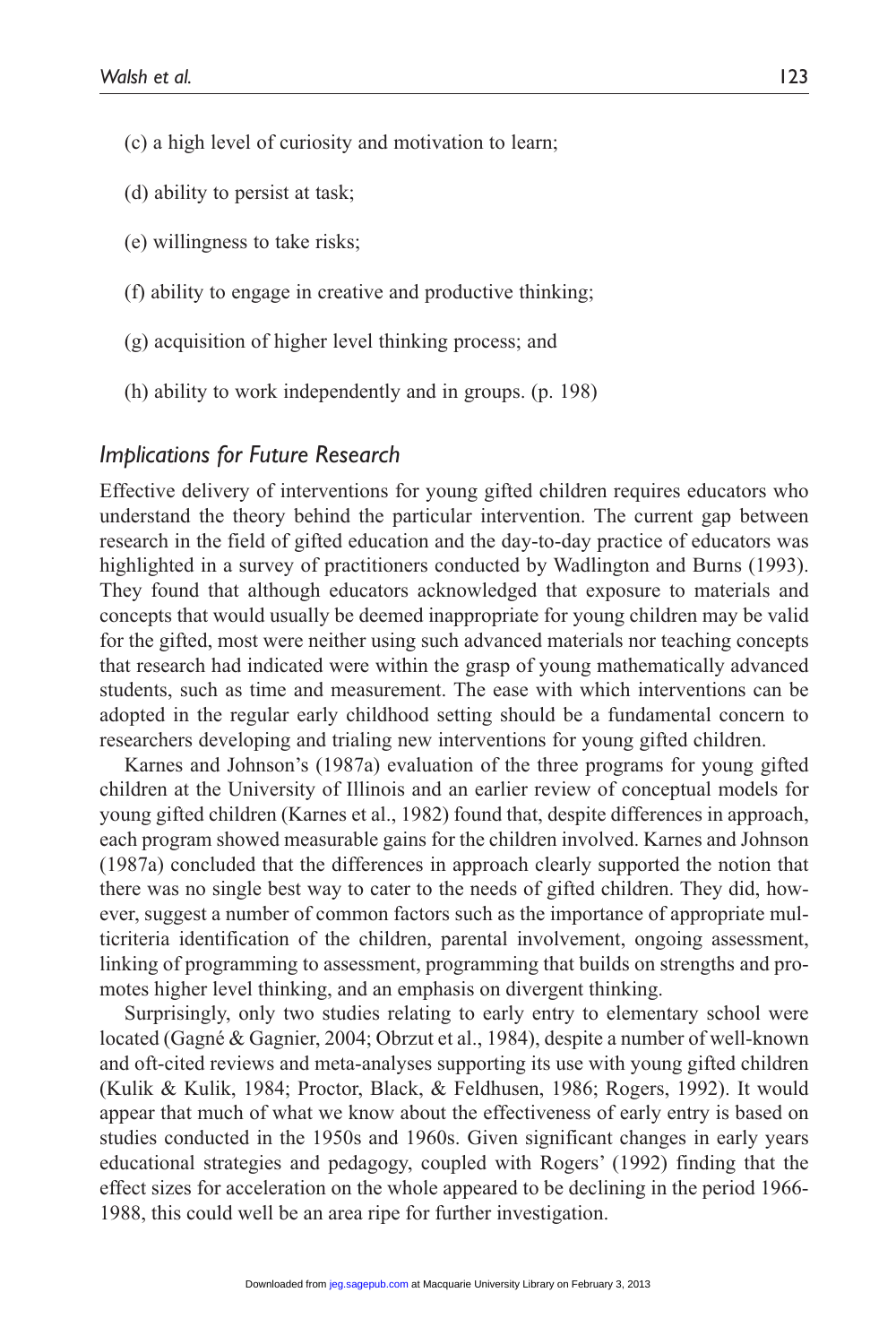(c) a high level of curiosity and motivation to learn;

(d) ability to persist at task;

(e) willingness to take risks;

(f) ability to engage in creative and productive thinking;

(g) acquisition of higher level thinking process; and

(h) ability to work independently and in groups. (p. 198)

### *Implications for Future Research*

Effective delivery of interventions for young gifted children requires educators who understand the theory behind the particular intervention. The current gap between research in the field of gifted education and the day-to-day practice of educators was highlighted in a survey of practitioners conducted by Wadlington and Burns (1993). They found that although educators acknowledged that exposure to materials and concepts that would usually be deemed inappropriate for young children may be valid for the gifted, most were neither using such advanced materials nor teaching concepts that research had indicated were within the grasp of young mathematically advanced students, such as time and measurement. The ease with which interventions can be adopted in the regular early childhood setting should be a fundamental concern to researchers developing and trialing new interventions for young gifted children.

Karnes and Johnson's (1987a) evaluation of the three programs for young gifted children at the University of Illinois and an earlier review of conceptual models for young gifted children (Karnes et al., 1982) found that, despite differences in approach, each program showed measurable gains for the children involved. Karnes and Johnson (1987a) concluded that the differences in approach clearly supported the notion that there was no single best way to cater to the needs of gifted children. They did, however, suggest a number of common factors such as the importance of appropriate multicriteria identification of the children, parental involvement, ongoing assessment, linking of programming to assessment, programming that builds on strengths and promotes higher level thinking, and an emphasis on divergent thinking.

Surprisingly, only two studies relating to early entry to elementary school were located (Gagné & Gagnier, 2004; Obrzut et al., 1984), despite a number of well-known and oft-cited reviews and meta-analyses supporting its use with young gifted children (Kulik & Kulik, 1984; Proctor, Black, & Feldhusen, 1986; Rogers, 1992). It would appear that much of what we know about the effectiveness of early entry is based on studies conducted in the 1950s and 1960s. Given significant changes in early years educational strategies and pedagogy, coupled with Rogers' (1992) finding that the effect sizes for acceleration on the whole appeared to be declining in the period 1966-1988, this could well be an area ripe for further investigation.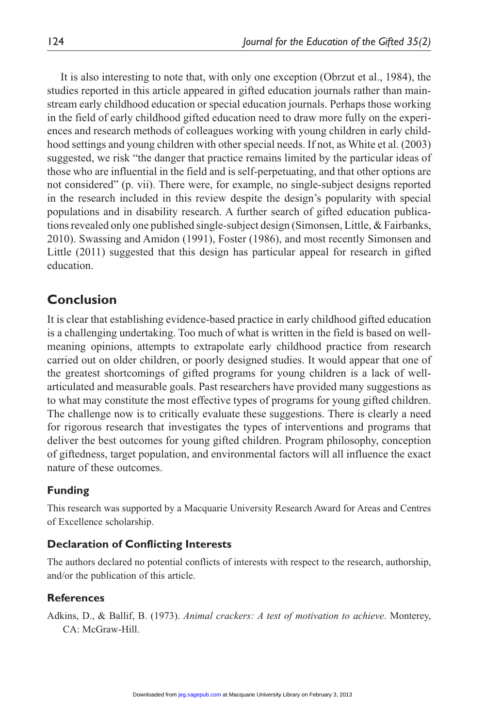It is also interesting to note that, with only one exception (Obrzut et al., 1984), the studies reported in this article appeared in gifted education journals rather than mainstream early childhood education or special education journals. Perhaps those working in the field of early childhood gifted education need to draw more fully on the experiences and research methods of colleagues working with young children in early childhood settings and young children with other special needs. If not, as White et al. (2003) suggested, we risk "the danger that practice remains limited by the particular ideas of those who are influential in the field and is self-perpetuating, and that other options are not considered" (p. vii). There were, for example, no single-subject designs reported in the research included in this review despite the design's popularity with special populations and in disability research. A further search of gifted education publications revealed only one published single-subject design (Simonsen, Little, & Fairbanks, 2010). Swassing and Amidon (1991), Foster (1986), and most recently Simonsen and Little (2011) suggested that this design has particular appeal for research in gifted education.

## Conclusion

It is clear that establishing evidence-based practice in early childhood gifted education is a challenging undertaking. Too much of what is written in the field is based on well-meaning opinions, attempts to extrapolate early childhood practice from research carried out on older children, or poorly designed studies. It would appear that one of the greatest shortcomings of gifted programs for young children is a lack of well-articulated and measurable goals. Past researchers have provided many suggestions as to what may constitute the most effective types of programs for young gifted children. The challenge now is to critically evaluate these suggestions. There is clearly a need for rigorous research that investigates the types of interventions and programs that deliver the best outcomes for young gifted children. Program philosophy, conception of giftedness, target population, and environmental factors will all influence the exact nature of these outcomes.

### Funding

This research was supported by a Macquarie University Research Award for Areas and Centres of Excellence scholarship.

### Declaration of Conflicting Interests

The authors declared no potential conflicts of interests with respect to the research, authorship, and/or the publication of this article.

### References

Adkins, D., & Ballif, B. (1973). *Animal crackers: A test of motivation to achieve*. Monterey, CA: McGraw-Hill.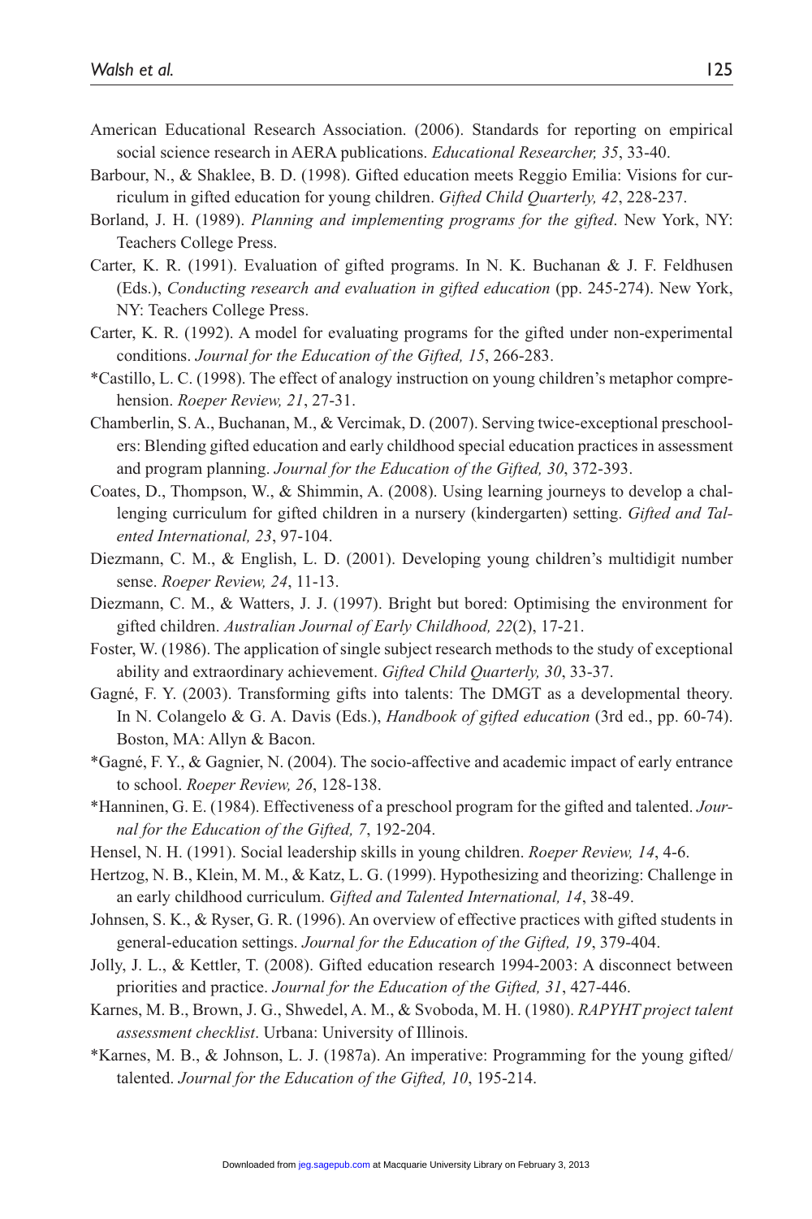American Educational Research Association. (2006). Standards for reporting on empirical social science research in AERA publications. *Educational Researcher, 35*, 33-40.

Barbour, N., & Shaklee, B. D. (1998). Gifted education meets Reggio Emilia: Visions for curriculum in gifted education for young children. *Gifted Child Quarterly, 42*, 228-237.

Borland, J. H. (1989). *Planning and implementing programs for the gifted*. New York, NY: Teachers College Press.

Carter, K. R. (1991). Evaluation of gifted programs. In N. K. Buchanan & J. F. Feldhusen (Eds.), *Conducting research and evaluation in gifted education* (pp. 245-274). New York, NY: Teachers College Press.

Carter, K. R. (1992). A model for evaluating programs for the gifted under non-experimental conditions. *Journal for the Education of the Gifted, 15*, 266-283.

*Castillo, L. C. (1998). The effect of analogy instruction on young children's metaphor comprehension. *Roeper Review, 21*, 27-31.

Chamberlin, S. A., Buchanan, M., & Vercimak, D. (2007). Serving twice-exceptional preschoolers: Blending gifted education and early childhood special education practices in assessment and program planning. *Journal for the Education of the Gifted, 30*, 372-393.

Coates, D., Thompson, W., & Shimmin, A. (2008). Using learning journeys to develop a challenging curriculum for gifted children in a nursery (kindergarten) setting. *Gifted and Talented International, 23*, 97-104.

Diezmann, C. M., & English, L. D. (2001). Developing young children's multidigit number sense. *Roeper Review, 24*, 11-13.

Diezmann, C. M., & Watters, J. J. (1997). Bright but bored: Optimising the environment for gifted children. *Australian Journal of Early Childhood, 22*(2), 17-21.

Foster, W. (1986). The application of single subject research methods to the study of exceptional ability and extraordinary achievement. *Gifted Child Quarterly, 30*, 33-37.

Gagné, F. Y. (2003). Transforming gifts into talents: The DMGT as a developmental theory. In N. Colangelo & G. A. Davis (Eds.), *Handbook of gifted education* (3rd ed., pp. 60-74). Boston, MA: Allyn & Bacon.

*Gagné, F. Y., & Gagnier, N. (2004). The socio-affective and academic impact of early entrance to school. *Roeper Review, 26*, 128-138.

*Hanninen, G. E. (1984). Effectiveness of a preschool program for the gifted and talented. *Journal for the Education of the Gifted, 7*, 192-204.

Hensel, N. H. (1991). Social leadership skills in young children. *Roeper Review, 14*, 4-6.

Hertzog, N. B., Klein, M. M., & Katz, L. G. (1999). Hypothesizing and theorizing: Challenge in an early childhood curriculum. *Gifted and Talented International, 14*, 38-49.

Johnsen, S. K., & Ryser, G. R. (1996). An overview of effective practices with gifted students in general-education settings. *Journal for the Education of the Gifted, 19*, 379-404.

Jolly, J. L., & Kettler, T. (2008). Gifted education research 1994-2003: A disconnect between priorities and practice. *Journal for the Education of the Gifted, 31*, 427-446.

Karnes, M. B., Brown, J. G., Shwedel, A. M., & Svoboda, M. H. (1980). *RAPYHT project talent assessment checklist*. Urbana: University of Illinois.

*Karnes, M. B., & Johnson, L. J. (1987a). An imperative: Programming for the young gifted/talented. *Journal for the Education of the Gifted, 10*, 195-214.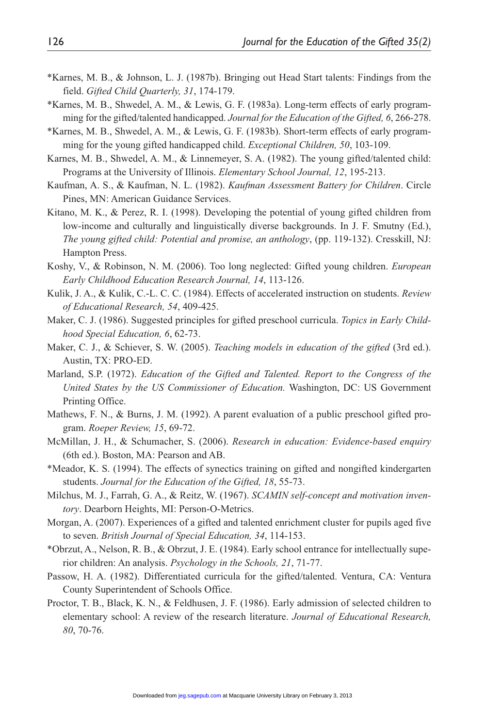*Karnes, M. B., & Johnson, L. J. (1987b). Bringing out Head Start talents: Findings from the field. *Gifted Child Quarterly, 31*, 174-179.

*Karnes, M. B., Shwedel, A. M., & Lewis, G. F. (1983a). Long-term effects of early programming for the gifted/talented handicapped. *Journal for the Education of the Gifted, 6*, 266-278.

*Karnes, M. B., Shwedel, A. M., & Lewis, G. F. (1983b). Short-term effects of early programming for the young gifted handicapped child. *Exceptional Children, 50*, 103-109.

Karnes, M. B., Shwedel, A. M., & Linnemeyer, S. A. (1982). The young gifted/talented child: Programs at the University of Illinois. *Elementary School Journal, 12*, 195-213.

Kaufman, A. S., & Kaufman, N. L. (1982). *Kaufman Assessment Battery for Children*. Circle Pines, MN: American Guidance Services.

Kitano, M. K., & Perez, R. I. (1998). Developing the potential of young gifted children from low-income and culturally and linguistically diverse backgrounds. In J. F. Smutny (Ed.), *The young gifted child: Potential and promise, an anthology*, (pp. 119-132). Cresskill, NJ: Hampton Press.

Koshy, V., & Robinson, N. M. (2006). Too long neglected: Gifted young children. *European Early Childhood Education Research Journal, 14*, 113-126.

Kulik, J. A., & Kulik, C.-L. C. C. (1984). Effects of accelerated instruction on students. *Review of Educational Research, 54*, 409-425.

Maker, C. J. (1986). Suggested principles for gifted preschool curricula. *Topics in Early Childhood Special Education, 6*, 62-73.

Maker, C. J., & Schiever, S. W. (2005). *Teaching models in education of the gifted* (3rd ed.). Austin, TX: PRO-ED.

Marland, S.P. (1972). *Education of the Gifted and Talented. Report to the Congress of the United States by the US Commissioner of Education.* Washington, DC: US Government Printing Office.

Mathews, F. N., & Burns, J. M. (1992). A parent evaluation of a public preschool gifted program. *Roeper Review, 15*, 69-72.

McMillan, J. H., & Schumacher, S. (2006). *Research in education: Evidence-based enquiry* (6th ed.). Boston, MA: Pearson and AB.

*Meador, K. S. (1994). The effects of synectics training on gifted and nongifted kindergarten students. *Journal for the Education of the Gifted, 18*, 55-73.

Milchus, M. J., Farrah, G. A., & Reitz, W. (1967). *SCAMIN self-concept and motivation inventory*. Dearborn Heights, MI: Person-O-Metrics.

Morgan, A. (2007). Experiences of a gifted and talented enrichment cluster for pupils aged five to seven. *British Journal of Special Education, 34*, 114-153.

*Obrzut, A., Nelson, R. B., & Obrzut, J. E. (1984). Early school entrance for intellectually superior children: An analysis. *Psychology in the Schools, 21*, 71-77.

Passow, H. A. (1982). Differentiated curricula for the gifted/talented. Ventura, CA: Ventura County Superintendent of Schools Office.

Proctor, T. B., Black, K. N., & Feldhusen, J. F. (1986). Early admission of selected children to elementary school: A review of the research literature. *Journal of Educational Research, 80*, 70-76.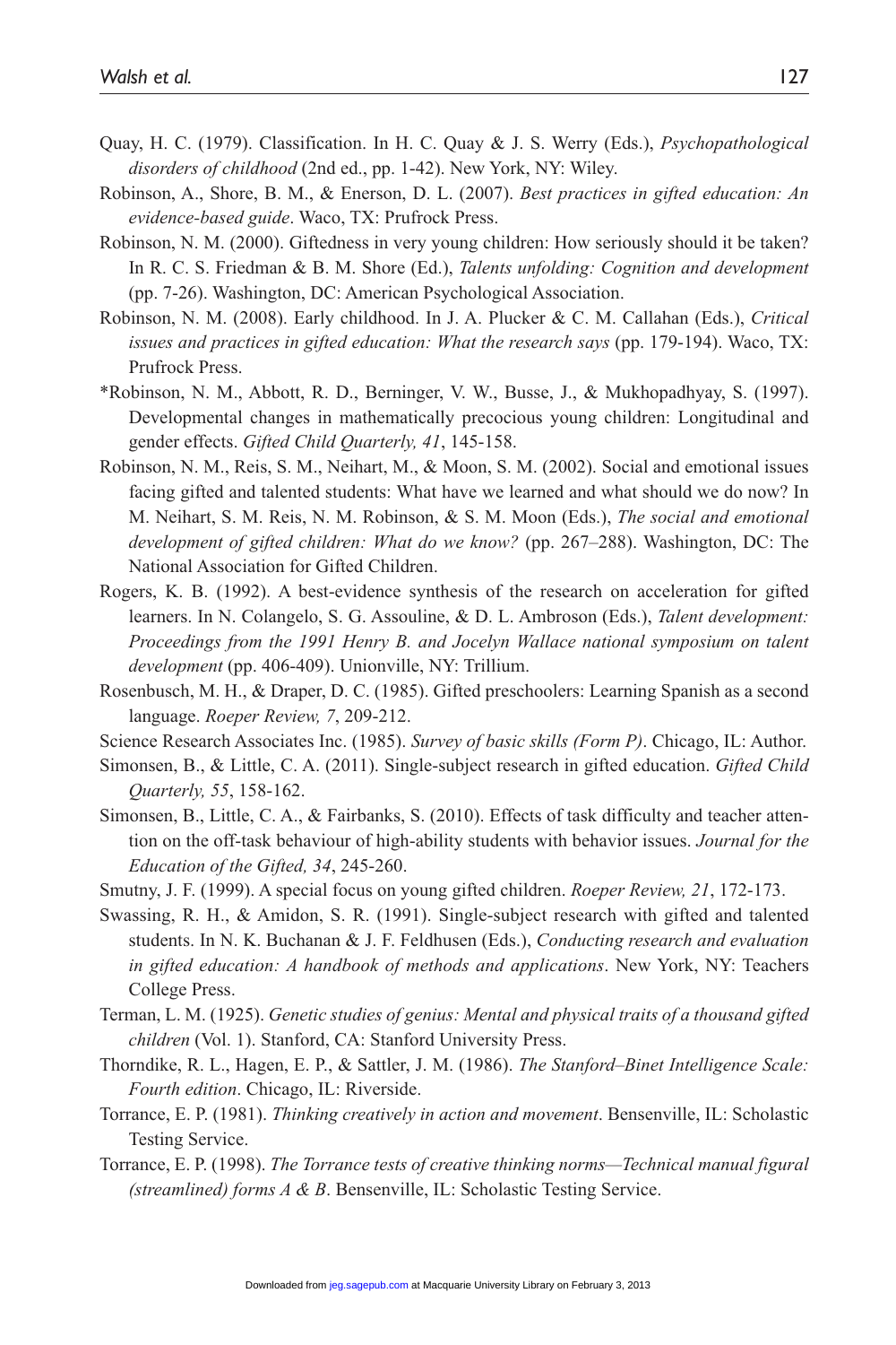Quay, H. C. (1979). Classification. In H. C. Quay & J. S. Werry (Eds.), *Psychopathological disorders of childhood* (2nd ed., pp. 1-42). New York, NY: Wiley.

Robinson, A., Shore, B. M., & Enerson, D. L. (2007). *Best practices in gifted education: An evidence-based guide*. Waco, TX: Prufrock Press.

Robinson, N. M. (2000). Giftedness in very young children: How seriously should it be taken? In R. C. S. Friedman & B. M. Shore (Ed.), *Talents unfolding: Cognition and development* (pp. 7-26). Washington, DC: American Psychological Association.

Robinson, N. M. (2008). Early childhood. In J. A. Plucker & C. M. Callahan (Eds.), *Critical issues and practices in gifted education: What the research says* (pp. 179-194). Waco, TX: Prufrock Press.

*Robinson, N. M., Abbott, R. D., Berninger, V. W., Busse, J., & Mukhopadhyay, S. (1997). Developmental changes in mathematically precocious young children: Longitudinal and gender effects. *Gifted Child Quarterly, 41*, 145-158.

Robinson, N. M., Reis, S. M., Neihart, M., & Moon, S. M. (2002). Social and emotional issues facing gifted and talented students: What have we learned and what should we do now? In M. Neihart, S. M. Reis, N. M. Robinson, & S. M. Moon (Eds.), *The social and emotional development of gifted children: What do we know?* (pp. 267–288). Washington, DC: The National Association for Gifted Children.

Rogers, K. B. (1992). A best-evidence synthesis of the research on acceleration for gifted learners. In N. Colangelo, S. G. Assouline, & D. L. Ambroson (Eds.), *Talent development: Proceedings from the 1991 Henry B. and Jocelyn Wallace national symposium on talent development* (pp. 406-409). Unionville, NY: Trillium.

Rosenbusch, M. H., & Draper, D. C. (1985). Gifted preschoolers: Learning Spanish as a second language. *Roeper Review, 7*, 209-212.

Science Research Associates Inc. (1985). *Survey of basic skills (Form P)*. Chicago, IL: Author.

Simonsen, B., & Little, C. A. (2011). Single-subject research in gifted education. *Gifted Child Quarterly, 55*, 158-162.

Simonsen, B., Little, C. A., & Fairbanks, S. (2010). Effects of task difficulty and teacher attention on the off-task behaviour of high-ability students with behavior issues. *Journal for the Education of the Gifted, 34*, 245-260.

Smutny, J. F. (1999). A special focus on young gifted children. *Roeper Review, 21*, 172-173.

Swassing, R. H., & Amidon, S. R. (1991). Single-subject research with gifted and talented students. In N. K. Buchanan & J. F. Feldhusen (Eds.), *Conducting research and evaluation in gifted education: A handbook of methods and applications*. New York, NY: Teachers College Press.

Terman, L. M. (1925). *Genetic studies of genius: Mental and physical traits of a thousand gifted children* (Vol. 1). Stanford, CA: Stanford University Press.

Thorndike, R. L., Hagen, E. P., & Sattler, J. M. (1986). *The Stanford–Binet Intelligence Scale: Fourth edition*. Chicago, IL: Riverside.

Torrance, E. P. (1981). *Thinking creatively in action and movement*. Bensenville, IL: Scholastic Testing Service.

Torrance, E. P. (1998). *The Torrance tests of creative thinking norms—Technical manual figural (streamlined) forms A & B*. Bensenville, IL: Scholastic Testing Service.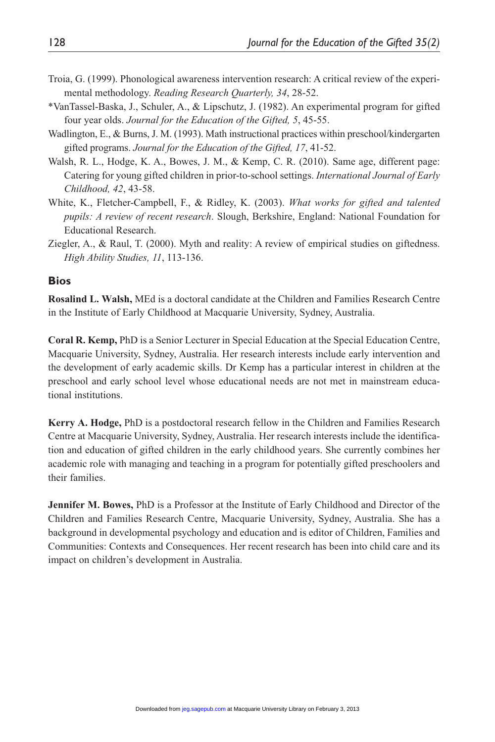Troia, G. (1999). Phonological awareness intervention research: A critical review of the experimental methodology. *Reading Research Quarterly, 34*, 28-52.

*VanTassel-Baska, J., Schuler, A., & Lipschutz, J. (1982). An experimental program for gifted four year olds. *Journal for the Education of the Gifted, 5*, 45-55.

Wadlington, E., & Burns, J. M. (1993). Math instructional practices within preschool/kindergarten gifted programs. *Journal for the Education of the Gifted, 17*, 41-52.

Walsh, R. L., Hodge, K. A., Bowes, J. M., & Kemp, C. R. (2010). Same age, different page: Catering for young gifted children in prior-to-school settings. *International Journal of Early Childhood, 42*, 43-58.

White, K., Fletcher-Campbell, F., & Ridley, K. (2003). *What works for gifted and talented pupils: A review of recent research*. Slough, Berkshire, England: National Foundation for Educational Research.

Ziegler, A., & Raul, T. (2000). Myth and reality: A review of empirical studies on giftedness. *High Ability Studies, 11*, 113-136.

## Bios

**Rosalind L. Walsh,** MEd is a doctoral candidate at the Children and Families Research Centre in the Institute of Early Childhood at Macquarie University, Sydney, Australia.

**Coral R. Kemp,** PhD is a Senior Lecturer in Special Education at the Special Education Centre, Macquarie University, Sydney, Australia. Her research interests include early intervention and the development of early academic skills. Dr Kemp has a particular interest in children at the preschool and early school level whose educational needs are not met in mainstream educational institutions.

**Kerry A. Hodge,** PhD is a postdoctoral research fellow in the Children and Families Research Centre at Macquarie University, Sydney, Australia. Her research interests include the identification and education of gifted children in the early childhood years. She currently combines her academic role with managing and teaching in a program for potentially gifted preschoolers and their families.

**Jennifer M. Bowes,** PhD is a Professor at the Institute of Early Childhood and Director of the Children and Families Research Centre, Macquarie University, Sydney, Australia. She has a background in developmental psychology and education and is editor of Children, Families and Communities: Contexts and Consequences. Her recent research has been into child care and its impact on children's development in Australia.